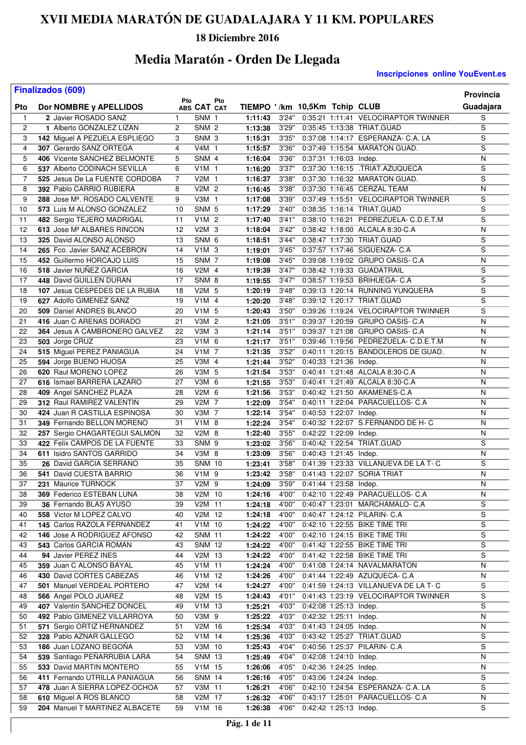# XVII MEDIA MARATÓN DE GUADALAJARA Y 11 KM. POPULARES

### 18 Diciembre 2016

## Media Maratón - Orden De Llegada

**Inscripciones online YouEvent.es**

**Finalizados (609)**

| Pto | Dor | NOMBRE y APELLIDOS | Pto ABS | CAT | Pto CAT | TIEMPO | '/km | 10,5Km | Tchip | CLUB | Provincia Guadajara |
|---|---|---|---|---|---|---|---|---|---|---|---|
| 1 | 2 | Javier ROSADO SANZ | 1 | SNM | 1 | 1:11:43 | 3'24" | 0:35:21 | 1:11:41 | VELOCIRAPTOR TWINNER | S |
| 2 | 1 | Alberto GONZALEZ LIZAN | 2 | SNM | 2 | 1:13:38 | 3'29" | 0:35:45 | 1:13:38 | TRIAT.GUAD | S |
| 3 | 142 | Miguel A PEZUELA ESPLIEGO | 3 | SNM | 3 | 1:15:31 | 3'35" | 0:37:08 | 1:14:17 | ESPERANZA- C.A. LA | S |
| 4 | 307 | Gerardo SANZ ORTEGA | 4 | V4M | 1 | 1:15:57 | 3'36" | 0:37:49 | 1:15:54 | MARATON GUAD. | S |
| 5 | 406 | Vicente SANCHEZ BELMONTE | 5 | SNM | 4 | 1:16:04 | 3'36" | 0:37:31 | 1:16:03 | Indep. | N |
| 6 | 537 | Alberto CODINACH SEVILLA | 6 | V1M | 1 | 1:16:20 | 3'37" | 0:37:30 | 1:16:15 | .TRIAT.AZUQUECA | S |
| 7 | 525 | Jesus De La FUENTE CORDOBA | 7 | V2M | 1 | 1:16:37 | 3'38" | 0:37:30 | 1:16:32 | MARATON GUAD. | S |
| 8 | 392 | Pablo CARRIO RUBIERA | 8 | V2M | 2 | 1:16:45 | 3'38" | 0:37:30 | 1:16:45 | CERZAL TEAM | N |
| 9 | 288 | Jose Mª. ROSADO CALVENTE | 9 | V3M | 1 | 1:17:08 | 3'39" | 0:37:49 | 1:15:51 | VELOCIRAPTOR TWINNER | S |
| 10 | 573 | Luis M ALONSO GONZALEZ | 10 | SNM | 5 | 1:17:29 | 3'40" | 0:38:35 | 1:16:14 | TRIAT.GUAD | S |
| 11 | 482 | Sergio TEJERO MADRIGAL | 11 | V1M | 2 | 1:17:40 | 3'41" | 0:38:10 | 1:16:21 | PEDREZUELA- C.D.E.T.M | S |
| 12 | 613 | Jose Mª ALBARES RINCON | 12 | V2M | 3 | 1:18:04 | 3'42" | 0:38:42 | 1:18:00 | ALCALA 8:30-C.A | N |
| 13 | 325 | David ALONSO ALONSO | 13 | SNM | 6 | 1:18:51 | 3'44" | 0:38:47 | 1:17:30 | TRIAT.GUAD | S |
| 14 | 265 | Fco. Javier SANZ ACEBRON | 14 | V1M | 3 | 1:19:01 | 3'45" | 0:37:57 | 1:17:46 | SIGUENZA- C.A | S |
| 15 | 452 | Guillermo HORCAJO LUIS | 15 | SNM | 7 | 1:19:08 | 3'45" | 0:39:08 | 1:19:02 | GRUPO OASIS- C.A | N |
| 16 | 518 | Javier NUÑEZ GARCIA | 16 | V2M | 4 | 1:19:39 | 3'47" | 0:38:42 | 1:19:33 | GUADATRAIL | S |
| 17 | 448 | David GUILLEN DURAN | 17 | SNM | 8 | 1:19:55 | 3'47" | 0:38:57 | 1:19:53 | BRIHUEGA- C.A | S |
| 18 | 107 | Jesus CESPEDES DE LA RUBIA | 18 | V2M | 5 | 1:20:19 | 3'48" | 0:39:13 | 1:20:14 | RUNNING YUNQUERA | S |
| 19 | 627 | Adolfo GIMENEZ SANZ | 19 | V1M | 4 | 1:20:20 | 3'48" | 0:39:12 | 1:20:17 | TRIAT.GUAD | S |
| 20 | 509 | Daniel ANDRES BLANCO | 20 | V1M | 5 | 1:20:43 | 3'50" | 0:39:26 | 1:19:24 | VELOCIRAPTOR TWINNER | S |
| 21 | 416 | Juan C ARENAS DORADO | 21 | V3M | 2 | 1:21:05 | 3'51" | 0:39:37 | 1:20:59 | GRUPO OASIS- C.A | N |
| 22 | 364 | Jesus A CAMBRONERO GALVEZ | 22 | V3M | 3 | 1:21:14 | 3'51" | 0:39:37 | 1:21:08 | GRUPO OASIS- C.A | N |
| 23 | 503 | Jorge CRUZ | 23 | V1M | 6 | 1:21:17 | 3'51" | 0:39:46 | 1:19:56 | PEDREZUELA- C.D.E.T.M | N |
| 24 | 515 | Miguel PEREZ PANIAGUA | 24 | V1M | 7 | 1:21:35 | 3'52" | 0:40:11 | 1:20:15 | BANDOLEROS DE GUAD. | N |
| 25 | 594 | Jorge BUENO HIJOSA | 25 | V3M | 4 | 1:21:44 | 3'52" | 0:40:33 | 1:21:36 | Indep. | N |
| 26 | 620 | Raul MORENO LOPEZ | 26 | V3M | 5 | 1:21:54 | 3'53" | 0:40:41 | 1:21:48 | ALCALA 8:30-C.A | N |
| 27 | 616 | Ismael BARRERA LAZARO | 27 | V3M | 6 | 1:21:55 | 3'53" | 0:40:41 | 1:21:49 | ALCALA 8:30-C.A | N |
| 28 | 409 | Angel SANCHEZ PLAZA | 28 | V2M | 6 | 1:21:56 | 3'53" | 0:40:42 | 1:21:50 | AKAMENES-C.A | N |
| 29 | 312 | Raul RAMIREZ VALENTIN | 29 | V2M | 7 | 1:22:09 | 3'54" | 0:40:11 | 1:22:04 | PARACUELLOS- C.A | N |
| 30 | 424 | Juan R CASTILLA ESPINOSA | 30 | V3M | 7 | 1:22:14 | 3'54" | 0:40:53 | 1:22:07 | Indep. | N |
| 31 | 349 | Fernando BELLON MORENO | 31 | V1M | 8 | 1:22:24 | 3'54" | 0:40:32 | 1:22:07 | S.FERNANDO DE H- C | N |
| 32 | 257 | Sergio CHAGARTEGUI SALMON | 32 | V2M | 8 | 1:22:40 | 3'55" | 0:42:22 | 1:22:09 | Indep. | N |
| 33 | 422 | Felix CAMPOS DE LA FUENTE | 33 | SNM | 9 | 1:23:02 | 3'56" | 0:40:42 | 1:22:54 | TRIAT.GUAD | S |
| 34 | 611 | Isidro SANTOS GARRIDO | 34 | V3M | 8 | 1:23:09 | 3'56" | 0:40:43 | 1:21:45 | Indep. | N |
| 35 | 26 | David GARCIA SERRANO | 35 | SNM | 10 | 1:23:41 | 3'58" | 0:41:39 | 1:23:33 | VILLANUEVA DE LA T- C | S |
| 36 | 541 | David CUESTA BARRIO | 36 | V1M | 9 | 1:23:42 | 3'58" | 0:41:43 | 1:22:07 | SORIA TRIAT | N |
| 37 | 231 | Maurice TURNOCK | 37 | V2M | 9 | 1:24:09 | 3'59" | 0:41:44 | 1:23:58 | Indep. | N |
| 38 | 369 | Federico ESTEBAN LUNA | 38 | V2M | 10 | 1:24:16 | 4'00" | 0:42:10 | 1:22:49 | PARACUELLOS- C.A | N |
| 39 | 36 | Fernando BLAS AYUSO | 39 | V2M | 11 | 1:24:18 | 4'00" | 0:40:47 | 1:23:01 | MARCHAMALO- C.A | S |
| 40 | 558 | Victor M LOPEZ CALVO | 40 | V2M | 12 | 1:24:18 | 4'00" | 0:40:47 | 1:24:12 | PILARIN- C.A | S |
| 41 | 145 | Carlos RAZOLA FERNANDEZ | 41 | V1M | 10 | 1:24:22 | 4'00" | 0:42:10 | 1:22:55 | BIKE TIME TRI | S |
| 42 | 146 | Jose A RODRIGUEZ AFONSO | 42 | SNM | 11 | 1:24:22 | 4'00" | 0:42:10 | 1:24:15 | BIKE TIME TRI | S |
| 43 | 543 | Carlos GARCIA ROMAN | 43 | SNM | 12 | 1:24:22 | 4'00" | 0:41:42 | 1:22:55 | BIKE TIME TRI | S |
| 44 | 94 | Javier PEREZ INES | 44 | V2M | 13 | 1:24:22 | 4'00" | 0:41:42 | 1:22:58 | BIKE TIME TRI | S |
| 45 | 359 | Juan C ALONSO BAYAL | 45 | V1M | 11 | 1:24:24 | 4'00" | 0:41:08 | 1:24:14 | NAVALMARATON | N |
| 46 | 430 | David CORTES CABEZAS | 46 | V1M | 12 | 1:24:26 | 4'00" | 0:41:44 | 1:22:49 | AZUQUECA- C.A | N |
| 47 | 501 | Manuel VERDEAL PORTERO | 47 | V2M | 14 | 1:24:27 | 4'00" | 0:41:59 | 1:24:13 | VILLANUEVA DE LA T- C | S |
| 48 | 566 | Angel POLO JUAREZ | 48 | V2M | 15 | 1:24:43 | 4'01" | 0:41:43 | 1:23:19 | VELOCIRAPTOR TWINNER | S |
| 49 | 407 | Valentin SANCHEZ DONCEL | 49 | V1M | 13 | 1:25:21 | 4'03" | 0:42:08 | 1:25:13 | Indep. | S |
| 50 | 492 | Pablo GIMENEZ VILLARROYA | 50 | V3M | 9 | 1:25:22 | 4'03" | 0:42:32 | 1:25:11 | Indep. | N |
| 51 | 571 | Sergio ORTIZ HERNANDEZ | 51 | V2M | 16 | 1:25:34 | 4'03" | 0:41:43 | 1:24:05 | Indep. | N |
| 52 | 328 | Pablo AZNAR GALLEGO | 52 | V1M | 14 | 1:25:36 | 4'03" | 0:43:42 | 1:25:27 | TRIAT.GUAD | S |
| 53 | 186 | Juan LOZANO BEGOÑA | 53 | V3M | 10 | 1:25:43 | 4'04" | 0:40:56 | 1:25:37 | PILARIN- C.A | S |
| 54 | 539 | Santiago PEÑARRUBIA LARA | 54 | SNM | 13 | 1:25:49 | 4'04" | 0:42:08 | 1:24:10 | Indep. | N |
| 55 | 533 | David MARTIN MONTERO | 55 | V1M | 15 | 1:26:06 | 4'05" | 0:42:36 | 1:24:25 | Indep. | N |
| 56 | 411 | Fernando UTRILLA PANIAGUA | 56 | SNM | 14 | 1:26:16 | 4'05" | 0:43:06 | 1:24:24 | Indep. | S |
| 57 | 478 | Juan A SIERRA LOPEZ-OCHOA | 57 | V3M | 11 | 1:26:21 | 4'06" | 0:42:10 | 1:24:54 | ESPERANZA- C.A. LA | S |
| 58 | 610 | Miguel A ROS BLANCO | 58 | V2M | 17 | 1:26:32 | 4'06" | 0:43:17 | 1:25:01 | PARACUELLOS- C.A | N |
| 59 | 204 | Manuel T MARTINEZ ALBACETE | 59 | V1M | 16 | 1:26:38 | 4'06" | 0:42:42 | 1:25:13 | Indep. | S |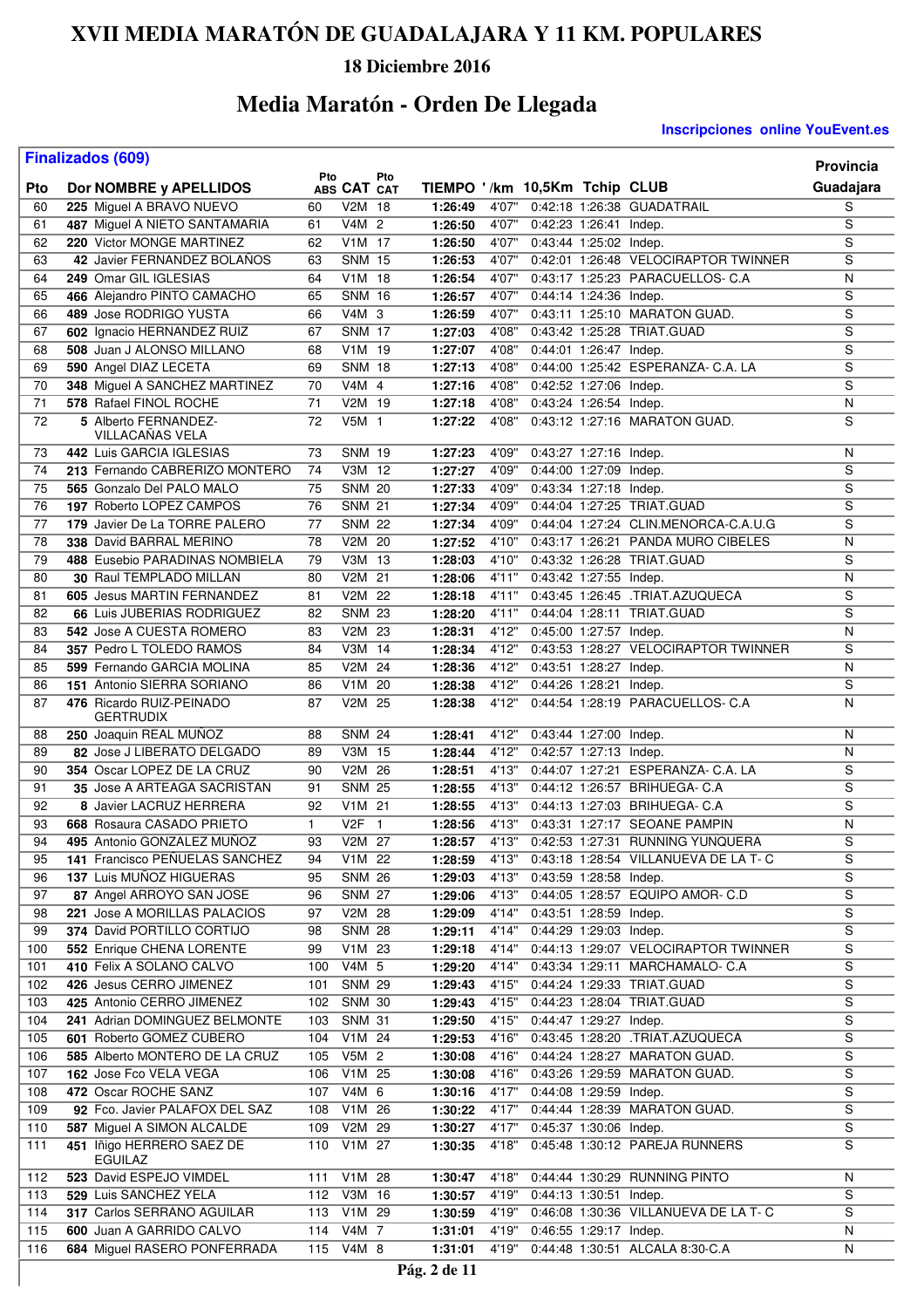# XVII MEDIA MARATÓN DE GUADALAJARA Y 11 KM. POPULARES

### 18 Diciembre 2016

## Media Maratón - Orden De Llegada

**Inscripciones online YouEvent.es**

**Finalizados (609)**

| Pto | Dor | NOMBRE y APELLIDOS | Pto ABS | CAT | Pto CAT | TIEMPO | '/km | 10,5Km | Tchip | CLUB | Provincia Guadajara |
|---|---|---|---|---|---|---|---|---|---|---|---|
| 60 | 225 | Miguel A BRAVO NUEVO | 60 | V2M | 18 | 1:26:49 | 4'07" | 0:42:18 | 1:26:38 | GUADATRAIL | S |
| 61 | 487 | Miguel A NIETO SANTAMARIA | 61 | V4M | 2 | 1:26:50 | 4'07" | 0:42:23 | 1:26:41 | Indep. | S |
| 62 | 220 | Victor MONGE MARTINEZ | 62 | V1M | 17 | 1:26:50 | 4'07" | 0:43:44 | 1:25:02 | Indep. | S |
| 63 | 42 | Javier FERNANDEZ BOLAÑOS | 63 | SNM | 15 | 1:26:53 | 4'07" | 0:42:01 | 1:26:48 | VELOCIRAPTOR TWINNER | S |
| 64 | 249 | Omar GIL IGLESIAS | 64 | V1M | 18 | 1:26:54 | 4'07" | 0:43:17 | 1:25:23 | PARACUELLOS- C.A | N |
| 65 | 466 | Alejandro PINTO CAMACHO | 65 | SNM | 16 | 1:26:57 | 4'07" | 0:44:14 | 1:24:36 | Indep. | S |
| 66 | 489 | Jose RODRIGO YUSTA | 66 | V4M | 3 | 1:26:59 | 4'07" | 0:43:11 | 1:25:10 | MARATON GUAD. | S |
| 67 | 602 | Ignacio HERNANDEZ RUIZ | 67 | SNM | 17 | 1:27:03 | 4'08" | 0:43:42 | 1:25:28 | TRIAT.GUAD | S |
| 68 | 508 | Juan J ALONSO MILLANO | 68 | V1M | 19 | 1:27:07 | 4'08" | 0:44:01 | 1:26:47 | Indep. | S |
| 69 | 590 | Angel DIAZ LECETA | 69 | SNM | 18 | 1:27:13 | 4'08" | 0:44:00 | 1:25:42 | ESPERANZA- C.A. LA | S |
| 70 | 348 | Miguel A SANCHEZ MARTINEZ | 70 | V4M | 4 | 1:27:16 | 4'08" | 0:42:52 | 1:27:06 | Indep. | S |
| 71 | 578 | Rafael FINOL ROCHE | 71 | V2M | 19 | 1:27:18 | 4'08" | 0:43:24 | 1:26:54 | Indep. | N |
| 72 | 5 | Alberto FERNANDEZ-VILLACAÑAS VELA | 72 | V5M | 1 | 1:27:22 | 4'08" | 0:43:12 | 1:27:16 | MARATON GUAD. | S |
| 73 | 442 | Luis GARCIA IGLESIAS | 73 | SNM | 19 | 1:27:23 | 4'09" | 0:43:27 | 1:27:16 | Indep. | N |
| 74 | 213 | Fernando CABRERIZO MONTERO | 74 | V3M | 12 | 1:27:27 | 4'09" | 0:44:00 | 1:27:09 | Indep. | S |
| 75 | 565 | Gonzalo Del PALO MALO | 75 | SNM | 20 | 1:27:33 | 4'09" | 0:43:34 | 1:27:18 | Indep. | S |
| 76 | 197 | Roberto LOPEZ CAMPOS | 76 | SNM | 21 | 1:27:34 | 4'09" | 0:44:04 | 1:27:25 | TRIAT.GUAD | S |
| 77 | 179 | Javier De La TORRE PALERO | 77 | SNM | 22 | 1:27:34 | 4'09" | 0:44:04 | 1:27:24 | CLIN.MENORCA-C.A.U.G | S |
| 78 | 338 | David BARRAL MERINO | 78 | V2M | 20 | 1:27:52 | 4'10" | 0:43:17 | 1:26:21 | PANDA MURO CIBELES | N |
| 79 | 488 | Eusebio PARADINAS NOMBIELA | 79 | V3M | 13 | 1:28:03 | 4'10" | 0:43:32 | 1:26:28 | TRIAT.GUAD | S |
| 80 | 30 | Raul TEMPLADO MILLAN | 80 | V2M | 21 | 1:28:06 | 4'11" | 0:43:42 | 1:27:55 | Indep. | N |
| 81 | 605 | Jesus MARTIN FERNANDEZ | 81 | V2M | 22 | 1:28:18 | 4'11" | 0:43:45 | 1:26:45 | .TRIAT.AZUQUECA | S |
| 82 | 66 | Luis JUBERIAS RODRIGUEZ | 82 | SNM | 23 | 1:28:20 | 4'11" | 0:44:04 | 1:28:11 | TRIAT.GUAD | S |
| 83 | 542 | Jose A CUESTA ROMERO | 83 | V2M | 23 | 1:28:31 | 4'12" | 0:45:00 | 1:27:57 | Indep. | N |
| 84 | 357 | Pedro L TOLEDO RAMOS | 84 | V3M | 14 | 1:28:34 | 4'12" | 0:43:53 | 1:28:27 | VELOCIRAPTOR TWINNER | S |
| 85 | 599 | Fernando GARCIA MOLINA | 85 | V2M | 24 | 1:28:36 | 4'12" | 0:43:51 | 1:28:27 | Indep. | N |
| 86 | 151 | Antonio SIERRA SORIANO | 86 | V1M | 20 | 1:28:38 | 4'12" | 0:44:26 | 1:28:21 | Indep. | S |
| 87 | 476 | Ricardo RUIZ-PEINADO GERTRUDIX | 87 | V2M | 25 | 1:28:38 | 4'12" | 0:44:54 | 1:28:19 | PARACUELLOS- C.A | N |
| 88 | 250 | Joaquin REAL MUÑOZ | 88 | SNM | 24 | 1:28:41 | 4'12" | 0:43:44 | 1:27:00 | Indep. | N |
| 89 | 82 | Jose J LIBERATO DELGADO | 89 | V3M | 15 | 1:28:44 | 4'12" | 0:42:57 | 1:27:13 | Indep. | N |
| 90 | 354 | Oscar LOPEZ DE LA CRUZ | 90 | V2M | 26 | 1:28:51 | 4'13" | 0:44:07 | 1:27:21 | ESPERANZA- C.A. LA | S |
| 91 | 35 | Jose A ARTEAGA SACRISTAN | 91 | SNM | 25 | 1:28:55 | 4'13" | 0:44:12 | 1:26:57 | BRIHUEGA- C.A | S |
| 92 | 8 | Javier LACRUZ HERRERA | 92 | V1M | 21 | 1:28:55 | 4'13" | 0:44:13 | 1:27:03 | BRIHUEGA- C.A | S |
| 93 | 668 | Rosaura CASADO PRIETO | 1 | V2F | 1 | 1:28:56 | 4'13" | 0:43:31 | 1:27:17 | SEOANE PAMPIN | N |
| 94 | 495 | Antonio GONZALEZ MUÑOZ | 93 | V2M | 27 | 1:28:57 | 4'13" | 0:42:53 | 1:27:31 | RUNNING YUNQUERA | S |
| 95 | 141 | Francisco PEÑUELAS SANCHEZ | 94 | V1M | 22 | 1:28:59 | 4'13" | 0:43:18 | 1:28:54 | VILLANUEVA DE LA T- C | S |
| 96 | 137 | Luis MUÑOZ HIGUERAS | 95 | SNM | 26 | 1:29:03 | 4'13" | 0:43:59 | 1:28:58 | Indep. | S |
| 97 | 87 | Angel ARROYO SAN JOSE | 96 | SNM | 27 | 1:29:06 | 4'13" | 0:44:05 | 1:28:57 | EQUIPO AMOR- C.D | S |
| 98 | 221 | Jose A MORILLAS PALACIOS | 97 | V2M | 28 | 1:29:09 | 4'14" | 0:43:51 | 1:28:59 | Indep. | S |
| 99 | 374 | David PORTILLO CORTIJO | 98 | SNM | 28 | 1:29:11 | 4'14" | 0:44:29 | 1:29:03 | Indep. | S |
| 100 | 552 | Enrique CHENA LORENTE | 99 | V1M | 23 | 1:29:18 | 4'14" | 0:44:13 | 1:29:07 | VELOCIRAPTOR TWINNER | S |
| 101 | 410 | Felix A SOLANO CALVO | 100 | V4M | 5 | 1:29:20 | 4'14" | 0:43:34 | 1:29:11 | MARCHAMALO- C.A | S |
| 102 | 426 | Jesus CERRO JIMENEZ | 101 | SNM | 29 | 1:29:43 | 4'15" | 0:44:24 | 1:29:33 | TRIAT.GUAD | S |
| 103 | 425 | Antonio CERRO JIMENEZ | 102 | SNM | 30 | 1:29:43 | 4'15" | 0:44:23 | 1:28:04 | TRIAT.GUAD | S |
| 104 | 241 | Adrian DOMINGUEZ BELMONTE | 103 | SNM | 31 | 1:29:50 | 4'15" | 0:44:47 | 1:29:27 | Indep. | S |
| 105 | 601 | Roberto GOMEZ CUBERO | 104 | V1M | 24 | 1:29:53 | 4'16" | 0:43:45 | 1:28:20 | .TRIAT.AZUQUECA | S |
| 106 | 585 | Alberto MONTERO DE LA CRUZ | 105 | V5M | 2 | 1:30:08 | 4'16" | 0:44:24 | 1:28:27 | MARATON GUAD. | S |
| 107 | 162 | Jose Fco VELA VEGA | 106 | V1M | 25 | 1:30:08 | 4'16" | 0:43:26 | 1:29:59 | MARATON GUAD. | S |
| 108 | 472 | Oscar ROCHE SANZ | 107 | V4M | 6 | 1:30:16 | 4'17" | 0:44:08 | 1:29:59 | Indep. | S |
| 109 | 92 | Fco. Javier PALAFOX DEL SAZ | 108 | V1M | 26 | 1:30:22 | 4'17" | 0:44:44 | 1:28:39 | MARATON GUAD. | S |
| 110 | 587 | Miguel A SIMON ALCALDE | 109 | V2M | 29 | 1:30:27 | 4'17" | 0:45:37 | 1:30:06 | Indep. | S |
| 111 | 451 | Iñigo HERRERO SAEZ DE EGUILAZ | 110 | V1M | 27 | 1:30:35 | 4'18" | 0:45:48 | 1:30:12 | PAREJA RUNNERS | S |
| 112 | 523 | David ESPEJO VIMDEL | 111 | V1M | 28 | 1:30:47 | 4'18" | 0:44:44 | 1:30:29 | RUNNING PINTO | N |
| 113 | 529 | Luis SANCHEZ YELA | 112 | V3M | 16 | 1:30:57 | 4'19" | 0:44:13 | 1:30:51 | Indep. | S |
| 114 | 317 | Carlos SERRANO AGUILAR | 113 | V1M | 29 | 1:30:59 | 4'19" | 0:46:08 | 1:30:36 | VILLANUEVA DE LA T- C | S |
| 115 | 600 | Juan A GARRIDO CALVO | 114 | V4M | 7 | 1:31:01 | 4'19" | 0:46:55 | 1:29:17 | Indep. | N |
| 116 | 684 | Miguel RASERO PONFERRADA | 115 | V4M | 8 | 1:31:01 | 4'19" | 0:44:48 | 1:30:51 | ALCALA 8:30-C.A | N |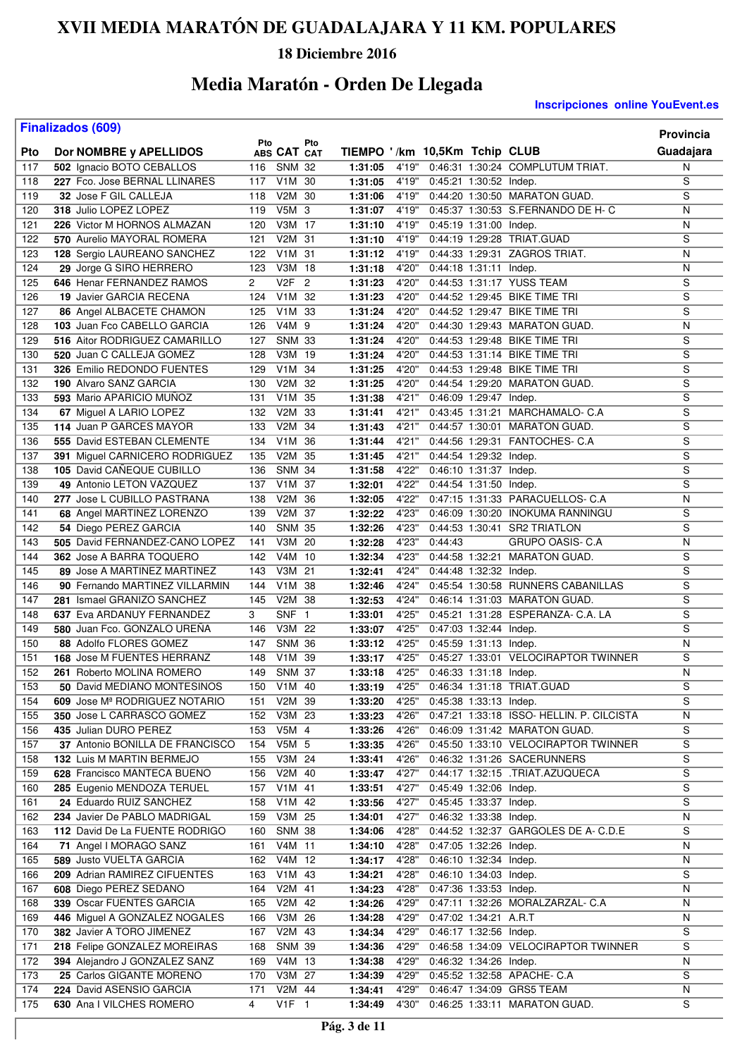# XVII MEDIA MARATÓN DE GUADALAJARA Y 11 KM. POPULARES

### 18 Diciembre 2016

## Media Maratón - Orden De Llegada

**Inscripciones online YouEvent.es**

**Finalizados (609)**

| Pto | Dor | NOMBRE y APELLIDOS | Pto ABS | CAT | Pto CAT | TIEMPO | '/km | 10,5Km | Tchip | CLUB | Provincia Guadajara |
|---|---|---|---|---|---|---|---|---|---|---|---|
| 117 | 502 | Ignacio BOTO CEBALLOS | 116 | SNM | 32 | 1:31:05 | 4'19" | 0:46:31 | 1:30:24 | COMPLUTUM TRIAT. | N |
| 118 | 227 | Fco. Jose BERNAL LLINARES | 117 | V1M | 30 | 1:31:05 | 4'19" | 0:45:21 | 1:30:52 | Indep. | S |
| 119 | 32 | Jose F GIL CALLEJA | 118 | V2M | 30 | 1:31:06 | 4'19" | 0:44:20 | 1:30:50 | MARATON GUAD. | S |
| 120 | 318 | Julio LOPEZ LOPEZ | 119 | V5M | 3 | 1:31:07 | 4'19" | 0:45:37 | 1:30:53 | S.FERNANDO DE H- C | N |
| 121 | 226 | Victor M HORNOS ALMAZAN | 120 | V3M | 17 | 1:31:10 | 4'19" | 0:45:19 | 1:31:00 | Indep. | N |
| 122 | 570 | Aurelio MAYORAL ROMERA | 121 | V2M | 31 | 1:31:10 | 4'19" | 0:44:19 | 1:29:28 | TRIAT.GUAD | S |
| 123 | 128 | Sergio LAUREANO SANCHEZ | 122 | V1M | 31 | 1:31:12 | 4'19" | 0:44:33 | 1:29:31 | ZAGROS TRIAT. | N |
| 124 | 29 | Jorge G SIRO HERRERO | 123 | V3M | 18 | 1:31:18 | 4'20" | 0:44:18 | 1:31:11 | Indep. | N |
| 125 | 646 | Henar FERNANDEZ RAMOS | 2 | V2F | 2 | 1:31:23 | 4'20" | 0:44:53 | 1:31:17 | YUSS TEAM | S |
| 126 | 19 | Javier GARCIA RECENA | 124 | V1M | 32 | 1:31:23 | 4'20" | 0:44:52 | 1:29:45 | BIKE TIME TRI | S |
| 127 | 86 | Angel ALBACETE CHAMON | 125 | V1M | 33 | 1:31:24 | 4'20" | 0:44:52 | 1:29:47 | BIKE TIME TRI | S |
| 128 | 103 | Juan Fco CABELLO GARCIA | 126 | V4M | 9 | 1:31:24 | 4'20" | 0:44:30 | 1:29:43 | MARATON GUAD. | N |
| 129 | 516 | Aitor RODRIGUEZ CAMARILLO | 127 | SNM | 33 | 1:31:24 | 4'20" | 0:44:53 | 1:29:48 | BIKE TIME TRI | S |
| 130 | 520 | Juan C CALLEJA GOMEZ | 128 | V3M | 19 | 1:31:24 | 4'20" | 0:44:53 | 1:31:14 | BIKE TIME TRI | S |
| 131 | 326 | Emilio REDONDO FUENTES | 129 | V1M | 34 | 1:31:25 | 4'20" | 0:44:53 | 1:29:48 | BIKE TIME TRI | S |
| 132 | 190 | Alvaro SANZ GARCIA | 130 | V2M | 32 | 1:31:25 | 4'20" | 0:44:54 | 1:29:20 | MARATON GUAD. | S |
| 133 | 593 | Mario APARICIO MUÑOZ | 131 | V1M | 35 | 1:31:38 | 4'21" | 0:46:09 | 1:29:47 | Indep. | S |
| 134 | 67 | Miguel A LARIO LOPEZ | 132 | V2M | 33 | 1:31:41 | 4'21" | 0:43:45 | 1:31:21 | MARCHAMALO- C.A | S |
| 135 | 114 | Juan P GARCES MAYOR | 133 | V2M | 34 | 1:31:43 | 4'21" | 0:44:57 | 1:30:01 | MARATON GUAD. | S |
| 136 | 555 | David ESTEBAN CLEMENTE | 134 | V1M | 36 | 1:31:44 | 4'21" | 0:44:56 | 1:29:31 | FANTOCHES- C.A | S |
| 137 | 391 | Miguel CARNICERO RODRIGUEZ | 135 | V2M | 35 | 1:31:45 | 4'21" | 0:44:54 | 1:29:32 | Indep. | S |
| 138 | 105 | David CAÑEQUE CUBILLO | 136 | SNM | 34 | 1:31:58 | 4'22" | 0:46:10 | 1:31:37 | Indep. | S |
| 139 | 49 | Antonio LETON VAZQUEZ | 137 | V1M | 37 | 1:32:01 | 4'22" | 0:44:54 | 1:31:50 | Indep. | S |
| 140 | 277 | Jose L CUBILLO PASTRANA | 138 | V2M | 36 | 1:32:05 | 4'22" | 0:47:15 | 1:31:33 | PARACUELLOS- C.A | N |
| 141 | 68 | Angel MARTINEZ LORENZO | 139 | V2M | 37 | 1:32:22 | 4'23" | 0:46:09 | 1:30:20 | INOKUMA RANNINGU | S |
| 142 | 54 | Diego PEREZ GARCIA | 140 | SNM | 35 | 1:32:26 | 4'23" | 0:44:53 | 1:30:41 | SR2 TRIATLON | S |
| 143 | 505 | David FERNANDEZ-CANO LOPEZ | 141 | V3M | 20 | 1:32:28 | 4'23" | 0:44:43 | | GRUPO OASIS- C.A | N |
| 144 | 362 | Jose A BARRA TOQUERO | 142 | V4M | 10 | 1:32:34 | 4'23" | 0:44:58 | 1:32:21 | MARATON GUAD. | S |
| 145 | 89 | Jose A MARTINEZ MARTINEZ | 143 | V3M | 21 | 1:32:41 | 4'24" | 0:44:48 | 1:32:32 | Indep. | S |
| 146 | 90 | Fernando MARTINEZ VILLARMIN | 144 | V1M | 38 | 1:32:46 | 4'24" | 0:45:54 | 1:30:58 | RUNNERS CABANILLAS | S |
| 147 | 281 | Ismael GRANIZO SANCHEZ | 145 | V2M | 38 | 1:32:53 | 4'24" | 0:46:14 | 1:31:03 | MARATON GUAD. | S |
| 148 | 637 | Eva ARDANUY FERNANDEZ | 3 | SNF | 1 | 1:33:01 | 4'25" | 0:45:21 | 1:31:28 | ESPERANZA- C.A. LA | S |
| 149 | 580 | Juan Fco. GONZALO UREÑA | 146 | V3M | 22 | 1:33:07 | 4'25" | 0:47:03 | 1:32:44 | Indep. | S |
| 150 | 88 | Adolfo FLORES GOMEZ | 147 | SNM | 36 | 1:33:12 | 4'25" | 0:45:59 | 1:31:13 | Indep. | N |
| 151 | 168 | Jose M FUENTES HERRANZ | 148 | V1M | 39 | 1:33:17 | 4'25" | 0:45:27 | 1:33:01 | VELOCIRAPTOR TWINNER | S |
| 152 | 261 | Roberto MOLINA ROMERO | 149 | SNM | 37 | 1:33:18 | 4'25" | 0:46:33 | 1:31:18 | Indep. | N |
| 153 | 50 | David MEDIANO MONTESINOS | 150 | V1M | 40 | 1:33:19 | 4'25" | 0:46:34 | 1:31:18 | TRIAT.GUAD | S |
| 154 | 609 | Jose Mª RODRIGUEZ NOTARIO | 151 | V2M | 39 | 1:33:20 | 4'25" | 0:45:38 | 1:33:13 | Indep. | S |
| 155 | 350 | Jose L CARRASCO GOMEZ | 152 | V3M | 23 | 1:33:23 | 4'26" | 0:47:21 | 1:33:18 | ISSO- HELLIN. P. CILCISTA | N |
| 156 | 435 | Julian DURO PEREZ | 153 | V5M | 4 | 1:33:26 | 4'26" | 0:46:09 | 1:31:42 | MARATON GUAD. | S |
| 157 | 37 | Antonio BONILLA DE FRANCISCO | 154 | V5M | 5 | 1:33:35 | 4'26" | 0:45:50 | 1:33:10 | VELOCIRAPTOR TWINNER | S |
| 158 | 132 | Luis M MARTIN BERMEJO | 155 | V3M | 24 | 1:33:41 | 4'26" | 0:46:32 | 1:31:26 | SACERUNNERS | S |
| 159 | 628 | Francisco MANTECA BUENO | 156 | V2M | 40 | 1:33:47 | 4'27" | 0:44:17 | 1:32:15 | .TRIAT.AZUQUECA | S |
| 160 | 285 | Eugenio MENDOZA TERUEL | 157 | V1M | 41 | 1:33:51 | 4'27" | 0:45:49 | 1:32:06 | Indep. | S |
| 161 | 24 | Eduardo RUIZ SANCHEZ | 158 | V1M | 42 | 1:33:56 | 4'27" | 0:45:45 | 1:33:37 | Indep. | S |
| 162 | 234 | Javier De PABLO MADRIGAL | 159 | V3M | 25 | 1:34:01 | 4'27" | 0:46:32 | 1:33:38 | Indep. | N |
| 163 | 112 | David De La FUENTE RODRIGO | 160 | SNM | 38 | 1:34:06 | 4'28" | 0:44:52 | 1:32:37 | GARGOLES DE A- C.D.E | S |
| 164 | 71 | Angel I MORAGO SANZ | 161 | V4M | 11 | 1:34:10 | 4'28" | 0:47:05 | 1:32:26 | Indep. | N |
| 165 | 589 | Justo VUELTA GARCIA | 162 | V4M | 12 | 1:34:17 | 4'28" | 0:46:10 | 1:32:34 | Indep. | N |
| 166 | 209 | Adrian RAMIREZ CIFUENTES | 163 | V1M | 43 | 1:34:21 | 4'28" | 0:46:10 | 1:34:03 | Indep. | S |
| 167 | 608 | Diego PEREZ SEDANO | 164 | V2M | 41 | 1:34:23 | 4'28" | 0:47:36 | 1:33:53 | Indep. | N |
| 168 | 339 | Oscar FUENTES GARCIA | 165 | V2M | 42 | 1:34:26 | 4'29" | 0:47:11 | 1:32:26 | MORALZARZAL- C.A | N |
| 169 | 446 | Miguel A GONZALEZ NOGALES | 166 | V3M | 26 | 1:34:28 | 4'29" | 0:47:02 | 1:34:21 | A.R.T | N |
| 170 | 382 | Javier A TORO JIMENEZ | 167 | V2M | 43 | 1:34:34 | 4'29" | 0:46:17 | 1:32:56 | Indep. | S |
| 171 | 218 | Felipe GONZALEZ MOREIRAS | 168 | SNM | 39 | 1:34:36 | 4'29" | 0:46:58 | 1:34:09 | VELOCIRAPTOR TWINNER | S |
| 172 | 394 | Alejandro J GONZALEZ SANZ | 169 | V4M | 13 | 1:34:38 | 4'29" | 0:46:32 | 1:34:26 | Indep. | N |
| 173 | 25 | Carlos GIGANTE MORENO | 170 | V3M | 27 | 1:34:39 | 4'29" | 0:45:52 | 1:32:58 | APACHE- C.A | S |
| 174 | 224 | David ASENSIO GARCIA | 171 | V2M | 44 | 1:34:41 | 4'29" | 0:46:47 | 1:34:09 | GRS5 TEAM | N |
| 175 | 630 | Ana I VILCHES ROMERO | 4 | V1F | 1 | 1:34:49 | 4'30" | 0:46:25 | 1:33:11 | MARATON GUAD. | S |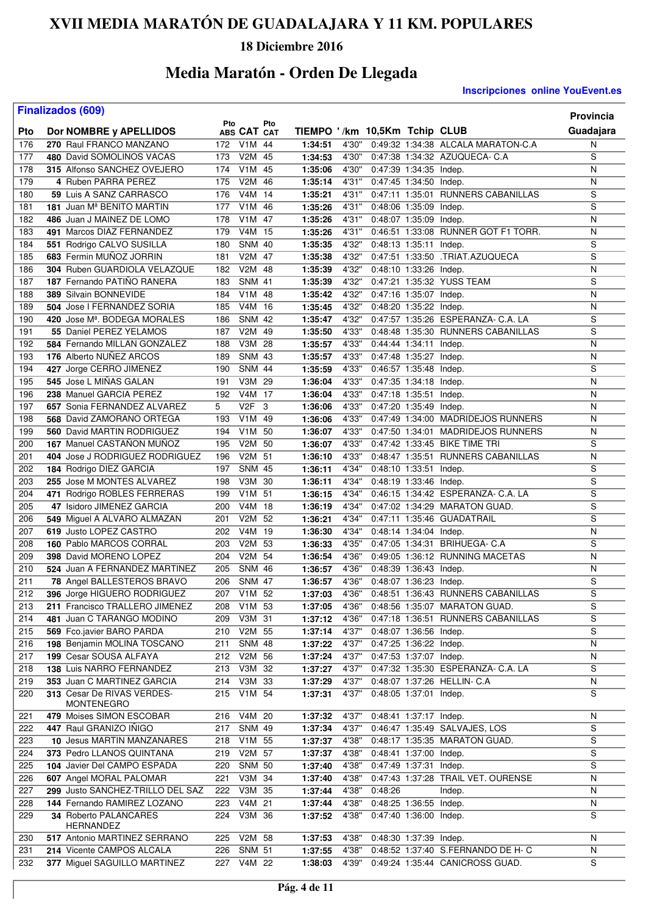# XVII MEDIA MARATÓN DE GUADALAJARA Y 11 KM. POPULARES

**18 Diciembre 2016**

## Media Maratón - Orden De Llegada

**Inscripciones online YouEvent.es**

**Finalizados (609)**

| Pto | Dor | NOMBRE y APELLIDOS | Pto ABS | CAT | Pto CAT | TIEMPO | '/km | 10,5Km | Tchip | CLUB | Provincia Guadajara |
|---|---|---|---|---|---|---|---|---|---|---|---|
| 176 | 270 | Raul FRANCO MANZANO | 172 | V1M | 44 | 1:34:51 | 4'30" | 0:49:32 | 1:34:38 | ALCALA MARATON-C.A | N |
| 177 | 480 | David SOMOLINOS VACAS | 173 | V2M | 45 | 1:34:53 | 4'30" | 0:47:38 | 1:34:32 | AZUQUECA- C.A | S |
| 178 | 315 | Alfonso SANCHEZ OVEJERO | 174 | V1M | 45 | 1:35:06 | 4'30" | 0:47:39 | 1:34:35 | Indep. | N |
| 179 | 4 | Ruben PARRA PEREZ | 175 | V2M | 46 | 1:35:14 | 4'31" | 0:47:45 | 1:34:50 | Indep. | N |
| 180 | 59 | Luis A SANZ CARRASCO | 176 | V4M | 14 | 1:35:21 | 4'31" | 0:47:11 | 1:35:01 | RUNNERS CABANILLAS | S |
| 181 | 181 | Juan Mª BENITO MARTIN | 177 | V1M | 46 | 1:35:26 | 4'31" | 0:48:06 | 1:35:09 | Indep. | S |
| 182 | 486 | Juan J MAINEZ DE LOMO | 178 | V1M | 47 | 1:35:26 | 4'31" | 0:48:07 | 1:35:09 | Indep. | N |
| 183 | 491 | Marcos DIAZ FERNANDEZ | 179 | V4M | 15 | 1:35:26 | 4'31" | 0:46:51 | 1:33:08 | RUNNER GOT F1 TORR. | N |
| 184 | 551 | Rodrigo CALVO SUSILLA | 180 | SNM | 40 | 1:35:35 | 4'32" | 0:48:13 | 1:35:11 | Indep. | S |
| 185 | 683 | Fermin MUÑOZ JORRIN | 181 | V2M | 47 | 1:35:38 | 4'32" | 0:47:51 | 1:33:50 | .TRIAT.AZUQUECA | S |
| 186 | 304 | Ruben GUARDIOLA VELAZQUE | 182 | V2M | 48 | 1:35:39 | 4'32" | 0:48:10 | 1:33:26 | Indep. | N |
| 187 | 187 | Fernando PATIÑO RANERA | 183 | SNM | 41 | 1:35:39 | 4'32" | 0:47:21 | 1:35:32 | YUSS TEAM | S |
| 188 | 389 | Silvain BONNEVIDE | 184 | V1M | 48 | 1:35:42 | 4'32" | 0:47:16 | 1:35:07 | Indep. | N |
| 189 | 504 | Jose I FERNANDEZ SORIA | 185 | V4M | 16 | 1:35:45 | 4'32" | 0:48:20 | 1:35:22 | Indep. | N |
| 190 | 420 | Jose Mª. BODEGA MORALES | 186 | SNM | 42 | 1:35:47 | 4'32" | 0:47:57 | 1:35:26 | ESPERANZA- C.A. LA | S |
| 191 | 55 | Daniel PEREZ YELAMOS | 187 | V2M | 49 | 1:35:50 | 4'33" | 0:48:48 | 1:35:30 | RUNNERS CABANILLAS | S |
| 192 | 584 | Fernando MILLAN GONZALEZ | 188 | V3M | 28 | 1:35:57 | 4'33" | 0:44:44 | 1:34:11 | Indep. | N |
| 193 | 176 | Alberto NUÑEZ ARCOS | 189 | SNM | 43 | 1:35:57 | 4'33" | 0:47:48 | 1:35:27 | Indep. | N |
| 194 | 427 | Jorge CERRO JIMENEZ | 190 | SNM | 44 | 1:35:59 | 4'33" | 0:46:57 | 1:35:48 | Indep. | S |
| 195 | 545 | Jose L MIÑAS GALAN | 191 | V3M | 29 | 1:36:04 | 4'33" | 0:47:35 | 1:34:18 | Indep. | N |
| 196 | 238 | Manuel GARCIA PEREZ | 192 | V4M | 17 | 1:36:04 | 4'33" | 0:47:18 | 1:35:51 | Indep. | N |
| 197 | 657 | Sonia FERNANDEZ ALVAREZ | 5 | V2F | 3 | 1:36:06 | 4'33" | 0:47:20 | 1:35:49 | Indep. | N |
| 198 | 568 | David ZAMORANO ORTEGA | 193 | V1M | 49 | 1:36:06 | 4'33" | 0:47:49 | 1:34:00 | MADRIDEJOS RUNNERS | N |
| 199 | 560 | David MARTIN RODRIGUEZ | 194 | V1M | 50 | 1:36:07 | 4'33" | 0:47:50 | 1:34:01 | MADRIDEJOS RUNNERS | N |
| 200 | 167 | Manuel CASTAÑON MUÑOZ | 195 | V2M | 50 | 1:36:07 | 4'33" | 0:47:42 | 1:33:45 | BIKE TIME TRI | S |
| 201 | 404 | Jose J RODRIGUEZ RODRIGUEZ | 196 | V2M | 51 | 1:36:10 | 4'33" | 0:48:47 | 1:35:51 | RUNNERS CABANILLAS | N |
| 202 | 184 | Rodrigo DIEZ GARCIA | 197 | SNM | 45 | 1:36:11 | 4'34" | 0:48:10 | 1:33:51 | Indep. | S |
| 203 | 255 | Jose M MONTES ALVAREZ | 198 | V3M | 30 | 1:36:11 | 4'34" | 0:48:19 | 1:33:46 | Indep. | S |
| 204 | 471 | Rodrigo ROBLES FERRERAS | 199 | V1M | 51 | 1:36:15 | 4'34" | 0:46:15 | 1:34:42 | ESPERANZA- C.A. LA | S |
| 205 | 47 | Isidoro JIMENEZ GARCIA | 200 | V4M | 18 | 1:36:19 | 4'34" | 0:47:02 | 1:34:29 | MARATON GUAD. | S |
| 206 | 549 | Miguel A ALVARO ALMAZAN | 201 | V2M | 52 | 1:36:21 | 4'34" | 0:47:11 | 1:35:46 | GUADATRAIL | S |
| 207 | 619 | Justo LOPEZ CASTRO | 202 | V4M | 19 | 1:36:30 | 4'34" | 0:48:14 | 1:34:04 | Indep. | N |
| 208 | 160 | Pablo MARCOS CORRAL | 203 | V2M | 53 | 1:36:33 | 4'35" | 0:47:05 | 1:34:31 | BRIHUEGA- C.A | S |
| 209 | 398 | David MORENO LOPEZ | 204 | V2M | 54 | 1:36:54 | 4'36" | 0:49:05 | 1:36:12 | RUNNING MACETAS | N |
| 210 | 524 | Juan A FERNANDEZ MARTINEZ | 205 | SNM | 46 | 1:36:57 | 4'36" | 0:48:39 | 1:36:43 | Indep. | N |
| 211 | 78 | Angel BALLESTEROS BRAVO | 206 | SNM | 47 | 1:36:57 | 4'36" | 0:48:07 | 1:36:23 | Indep. | S |
| 212 | 396 | Jorge HIGUERO RODRIGUEZ | 207 | V1M | 52 | 1:37:03 | 4'36" | 0:48:51 | 1:36:43 | RUNNERS CABANILLAS | S |
| 213 | 211 | Francisco TRALLERO JIMENEZ | 208 | V1M | 53 | 1:37:05 | 4'36" | 0:48:56 | 1:35:07 | MARATON GUAD. | S |
| 214 | 481 | Juan C TARANGO MODINO | 209 | V3M | 31 | 1:37:12 | 4'36" | 0:47:18 | 1:36:51 | RUNNERS CABANILLAS | S |
| 215 | 569 | Fco.javier BARO PARDA | 210 | V2M | 55 | 1:37:14 | 4'37" | 0:48:07 | 1:36:56 | Indep. | S |
| 216 | 198 | Benjamin MOLINA TOSCANO | 211 | SNM | 48 | 1:37:22 | 4'37" | 0:47:25 | 1:36:22 | Indep. | N |
| 217 | 199 | Cesar SOUSA ALFAYA | 212 | V2M | 56 | 1:37:24 | 4'37" | 0:47:53 | 1:37:07 | Indep. | N |
| 218 | 138 | Luis NARRO FERNANDEZ | 213 | V3M | 32 | 1:37:27 | 4'37" | 0:47:32 | 1:35:30 | ESPERANZA- C.A. LA | S |
| 219 | 353 | Juan C MARTINEZ GARCIA | 214 | V3M | 33 | 1:37:29 | 4'37" | 0:48:07 | 1:37:26 | HELLIN- C.A | N |
| 220 | 313 | Cesar De RIVAS VERDES-MONTENEGRO | 215 | V1M | 54 | 1:37:31 | 4'37" | 0:48:05 | 1:37:01 | Indep. | S |
| 221 | 479 | Moises SIMON ESCOBAR | 216 | V4M | 20 | 1:37:32 | 4'37" | 0:48:41 | 1:37:17 | Indep. | N |
| 222 | 447 | Raul GRANIZO IÑIGO | 217 | SNM | 49 | 1:37:34 | 4'37" | 0:46:47 | 1:35:49 | SALVAJES, LOS | S |
| 223 | 10 | Jesus MARTIN MANZANARES | 218 | V1M | 55 | 1:37:37 | 4'38" | 0:48:17 | 1:35:35 | MARATON GUAD. | S |
| 224 | 373 | Pedro LLANOS QUINTANA | 219 | V2M | 57 | 1:37:37 | 4'38" | 0:48:41 | 1:37:00 | Indep. | S |
| 225 | 104 | Javier Del CAMPO ESPADA | 220 | SNM | 50 | 1:37:40 | 4'38" | 0:47:49 | 1:37:31 | Indep. | S |
| 226 | 607 | Angel MORAL PALOMAR | 221 | V3M | 34 | 1:37:40 | 4'38" | 0:47:43 | 1:37:28 | TRAIL VET. OURENSE | N |
| 227 | 299 | Justo SANCHEZ-TRILLO DEL SAZ | 222 | V3M | 35 | 1:37:44 | 4'38" | 0:48:26 | | Indep. | N |
| 228 | 144 | Fernando RAMIREZ LOZANO | 223 | V4M | 21 | 1:37:44 | 4'38" | 0:48:25 | 1:36:55 | Indep. | N |
| 229 | 34 | Roberto PALANCARES HERNANDEZ | 224 | V3M | 36 | 1:37:52 | 4'38" | 0:47:40 | 1:36:00 | Indep. | S |
| 230 | 517 | Antonio MARTINEZ SERRANO | 225 | V2M | 58 | 1:37:53 | 4'38" | 0:48:30 | 1:37:39 | Indep. | N |
| 231 | 214 | Vicente CAMPOS ALCALA | 226 | SNM | 51 | 1:37:55 | 4'38" | 0:48:52 | 1:37:40 | S.FERNANDO DE H- C | N |
| 232 | 377 | Miguel SAGUILLO MARTINEZ | 227 | V4M | 22 | 1:38:03 | 4'39" | 0:49:24 | 1:35:44 | CANICROSS GUAD. | S |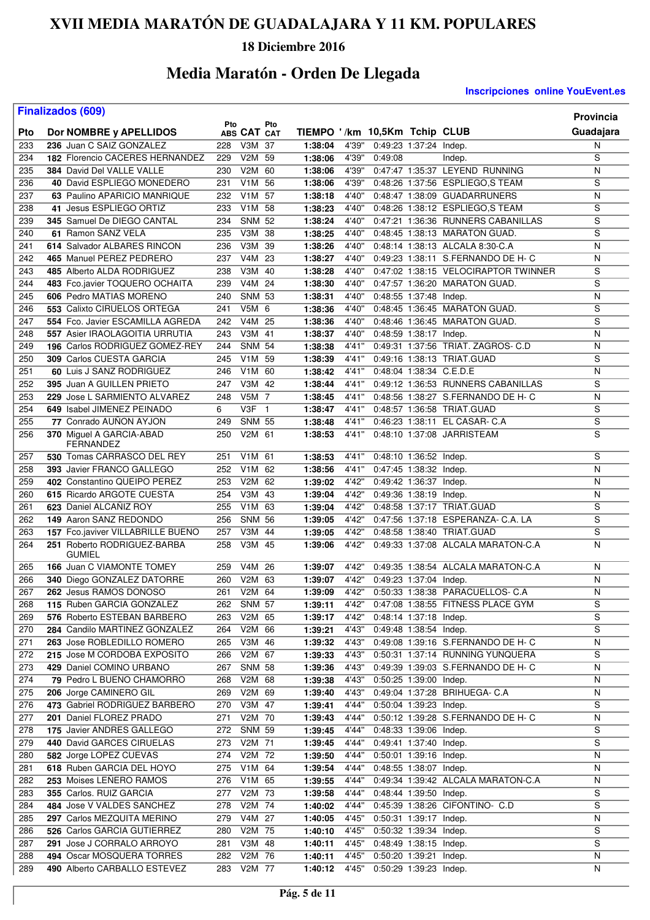# XVII MEDIA MARATÓN DE GUADALAJARA Y 11 KM. POPULARES

### 18 Diciembre 2016

## Media Maratón - Orden De Llegada

**Inscripciones online YouEvent.es**

**Finalizados (609)**

| Pto | Dor | NOMBRE y APELLIDOS | Pto ABS | CAT | Pto CAT | TIEMPO | '/km | 10,5Km | Tchip | CLUB | Provincia Guadajara |
|---|---|---|---|---|---|---|---|---|---|---|---|
| 233 | 236 | Juan C SAIZ GONZALEZ | 228 | V3M | 37 | **1:38:04** | 4'39" | 0:49:23 | 1:37:24 | Indep. | N |
| 234 | 182 | Florencio CACERES HERNANDEZ | 229 | V2M | 59 | **1:38:06** | 4'39" | 0:49:08 | | Indep. | S |
| 235 | 384 | David Del VALLE VALLE | 230 | V2M | 60 | **1:38:06** | 4'39" | 0:47:47 | 1:35:37 | LEYEND RUNNING | N |
| 236 | 40 | David ESPLIEGO MONEDERO | 231 | V1M | 56 | **1:38:06** | 4'39" | 0:48:26 | 1:37:56 | ESPLIEGO,S TEAM | S |
| 237 | 63 | Paulino APARICIO MANRIQUE | 232 | V1M | 57 | **1:38:18** | 4'40" | 0:48:47 | 1:38:09 | GUADARRUNERS | N |
| 238 | 41 | Jesus ESPLIEGO ORTIZ | 233 | V1M | 58 | **1:38:23** | 4'40" | 0:48:26 | 1:38:12 | ESPLIEGO,S TEAM | S |
| 239 | 345 | Samuel De DIEGO CANTAL | 234 | SNM | 52 | **1:38:24** | 4'40" | 0:47:21 | 1:36:36 | RUNNERS CABANILLAS | S |
| 240 | 61 | Ramon SANZ VELA | 235 | V3M | 38 | **1:38:25** | 4'40" | 0:48:45 | 1:38:13 | MARATON GUAD. | S |
| 241 | 614 | Salvador ALBARES RINCON | 236 | V3M | 39 | **1:38:26** | 4'40" | 0:48:14 | 1:38:13 | ALCALA 8:30-C.A | N |
| 242 | 465 | Manuel PEREZ PEDRERO | 237 | V4M | 23 | **1:38:27** | 4'40" | 0:49:23 | 1:38:11 | S.FERNANDO DE H- C | N |
| 243 | 485 | Alberto ALDA RODRIGUEZ | 238 | V3M | 40 | **1:38:28** | 4'40" | 0:47:02 | 1:38:15 | VELOCIRAPTOR TWINNER | S |
| 244 | 483 | Fco.javier TOQUERO OCHAITA | 239 | V4M | 24 | **1:38:30** | 4'40" | 0:47:57 | 1:36:20 | MARATON GUAD. | S |
| 245 | 606 | Pedro MATIAS MORENO | 240 | SNM | 53 | **1:38:31** | 4'40" | 0:48:55 | 1:37:48 | Indep. | N |
| 246 | 553 | Calixto CIRUELOS ORTEGA | 241 | V5M | 6 | **1:38:36** | 4'40" | 0:48:45 | 1:36:45 | MARATON GUAD. | S |
| 247 | 554 | Fco. Javier ESCAMILLA AGREDA | 242 | V4M | 25 | **1:38:36** | 4'40" | 0:48:46 | 1:36:45 | MARATON GUAD. | S |
| 248 | 557 | Asier IRAOLAGOITIA URRUTIA | 243 | V3M | 41 | **1:38:37** | 4'40" | 0:48:59 | 1:38:17 | Indep. | N |
| 249 | 196 | Carlos RODRIGUEZ GOMEZ-REY | 244 | SNM | 54 | **1:38:38** | 4'41" | 0:49:31 | 1:37:56 | TRIAT. ZAGROS- C.D | N |
| 250 | 309 | Carlos CUESTA GARCIA | 245 | V1M | 59 | **1:38:39** | 4'41" | 0:49:16 | 1:38:13 | TRIAT.GUAD | S |
| 251 | 60 | Luis J SANZ RODRIGUEZ | 246 | V1M | 60 | **1:38:42** | 4'41" | 0:48:04 | 1:38:34 | C.E.D.E | N |
| 252 | 395 | Juan A GUILLEN PRIETO | 247 | V3M | 42 | **1:38:44** | 4'41" | 0:49:12 | 1:36:53 | RUNNERS CABANILLAS | S |
| 253 | 229 | Jose L SARMIENTO ALVAREZ | 248 | V5M | 7 | **1:38:45** | 4'41" | 0:48:56 | 1:38:27 | S.FERNANDO DE H- C | N |
| 254 | 649 | Isabel JIMENEZ PEINADO | 6 | V3F | 1 | **1:38:47** | 4'41" | 0:48:57 | 1:36:58 | TRIAT.GUAD | S |
| 255 | 77 | Conrado AUÑON AYJON | 249 | SNM | 55 | **1:38:48** | 4'41" | 0:46:23 | 1:38:11 | EL CASAR- C.A | S |
| 256 | 370 | Miguel A GARCIA-ABAD FERNANDEZ | 250 | V2M | 61 | **1:38:53** | 4'41" | 0:48:10 | 1:37:08 | JARRISTEAM | S |
| 257 | 530 | Tomas CARRASCO DEL REY | 251 | V1M | 61 | **1:38:53** | 4'41" | 0:48:10 | 1:36:52 | Indep. | S |
| 258 | 393 | Javier FRANCO GALLEGO | 252 | V1M | 62 | **1:38:56** | 4'41" | 0:47:45 | 1:38:32 | Indep. | N |
| 259 | 402 | Constantino QUEIPO PEREZ | 253 | V2M | 62 | **1:39:02** | 4'42" | 0:49:42 | 1:36:37 | Indep. | N |
| 260 | 615 | Ricardo ARGOTE CUESTA | 254 | V3M | 43 | **1:39:04** | 4'42" | 0:49:36 | 1:38:19 | Indep. | N |
| 261 | 623 | Daniel ALCAÑIZ ROY | 255 | V1M | 63 | **1:39:04** | 4'42" | 0:48:58 | 1:37:17 | TRIAT.GUAD | S |
| 262 | 149 | Aaron SANZ REDONDO | 256 | SNM | 56 | **1:39:05** | 4'42" | 0:47:56 | 1:37:18 | ESPERANZA- C.A. LA | S |
| 263 | 157 | Fco.javiver VILLABRILLE BUENO | 257 | V3M | 44 | **1:39:05** | 4'42" | 0:48:58 | 1:38:40 | TRIAT.GUAD | S |
| 264 | 251 | Roberto RODRIGUEZ-BARBA GUMIEL | 258 | V3M | 45 | **1:39:06** | 4'42" | 0:49:33 | 1:37:08 | ALCALA MARATON-C.A | N |
| 265 | 166 | Juan C VIAMONTE TOMEY | 259 | V4M | 26 | **1:39:07** | 4'42" | 0:49:35 | 1:38:54 | ALCALA MARATON-C.A | N |
| 266 | 340 | Diego GONZALEZ DATORRE | 260 | V2M | 63 | **1:39:07** | 4'42" | 0:49:23 | 1:37:04 | Indep. | N |
| 267 | 262 | Jesus RAMOS DONOSO | 261 | V2M | 64 | **1:39:09** | 4'42" | 0:50:33 | 1:38:38 | PARACUELLOS- C.A | N |
| 268 | 115 | Ruben GARCIA GONZALEZ | 262 | SNM | 57 | **1:39:11** | 4'42" | 0:47:08 | 1:38:55 | FITNESS PLACE GYM | S |
| 269 | 576 | Roberto ESTEBAN BARBERO | 263 | V2M | 65 | **1:39:17** | 4'42" | 0:48:14 | 1:37:18 | Indep. | S |
| 270 | 284 | Candilo MARTINEZ GONZALEZ | 264 | V2M | 66 | **1:39:21** | 4'43" | 0:49:48 | 1:38:54 | Indep. | S |
| 271 | 263 | Jose ROBLEDILLO ROMERO | 265 | V3M | 46 | **1:39:32** | 4'43" | 0:49:08 | 1:39:16 | S.FERNANDO DE H- C | N |
| 272 | 215 | Jose M CORDOBA EXPOSITO | 266 | V2M | 67 | **1:39:33** | 4'43" | 0:50:31 | 1:37:14 | RUNNING YUNQUERA | S |
| 273 | 429 | Daniel COMINO URBANO | 267 | SNM | 58 | **1:39:36** | 4'43" | 0:49:39 | 1:39:03 | S.FERNANDO DE H- C | N |
| 274 | 79 | Pedro L BUENO CHAMORRO | 268 | V2M | 68 | **1:39:38** | 4'43" | 0:50:25 | 1:39:00 | Indep. | N |
| 275 | 206 | Jorge CAMINERO GIL | 269 | V2M | 69 | **1:39:40** | 4'43" | 0:49:04 | 1:37:28 | BRIHUEGA- C.A | N |
| 276 | 473 | Gabriel RODRIGUEZ BARBERO | 270 | V3M | 47 | **1:39:41** | 4'44" | 0:50:04 | 1:39:23 | Indep. | S |
| 277 | 201 | Daniel FLOREZ PRADO | 271 | V2M | 70 | **1:39:43** | 4'44" | 0:50:12 | 1:39:28 | S.FERNANDO DE H- C | N |
| 278 | 175 | Javier ANDRES GALLEGO | 272 | SNM | 59 | **1:39:45** | 4'44" | 0:48:33 | 1:39:06 | Indep. | S |
| 279 | 440 | David GARCES CIRUELAS | 273 | V2M | 71 | **1:39:45** | 4'44" | 0:49:41 | 1:37:40 | Indep. | S |
| 280 | 582 | Jorge LOPEZ CUEVAS | 274 | V2M | 72 | **1:39:50** | 4'44" | 0:50:01 | 1:39:16 | Indep. | N |
| 281 | 618 | Ruben GARCIA DEL HOYO | 275 | V1M | 64 | **1:39:54** | 4'44" | 0:48:55 | 1:38:07 | Indep. | N |
| 282 | 253 | Moises LEÑERO RAMOS | 276 | V1M | 65 | **1:39:55** | 4'44" | 0:49:34 | 1:39:42 | ALCALA MARATON-C.A | N |
| 283 | 355 | Carlos. RUIZ GARCIA | 277 | V2M | 73 | **1:39:58** | 4'44" | 0:48:44 | 1:39:50 | Indep. | S |
| 284 | 484 | Jose V VALDES SANCHEZ | 278 | V2M | 74 | **1:40:02** | 4'44" | 0:45:39 | 1:38:26 | CIFONTINO- C.D | S |
| 285 | 297 | Carlos MEZQUITA MERINO | 279 | V4M | 27 | **1:40:05** | 4'45" | 0:50:31 | 1:39:17 | Indep. | N |
| 286 | 526 | Carlos GARCIA GUTIERREZ | 280 | V2M | 75 | **1:40:10** | 4'45" | 0:50:32 | 1:39:34 | Indep. | S |
| 287 | 291 | Jose J CORRALO ARROYO | 281 | V3M | 48 | **1:40:11** | 4'45" | 0:48:49 | 1:38:15 | Indep. | S |
| 288 | 494 | Oscar MOSQUERA TORRES | 282 | V2M | 76 | **1:40:11** | 4'45" | 0:50:20 | 1:39:21 | Indep. | N |
| 289 | 490 | Alberto CARBALLO ESTEVEZ | 283 | V2M | 77 | **1:40:12** | 4'45" | 0:50:29 | 1:39:23 | Indep. | N |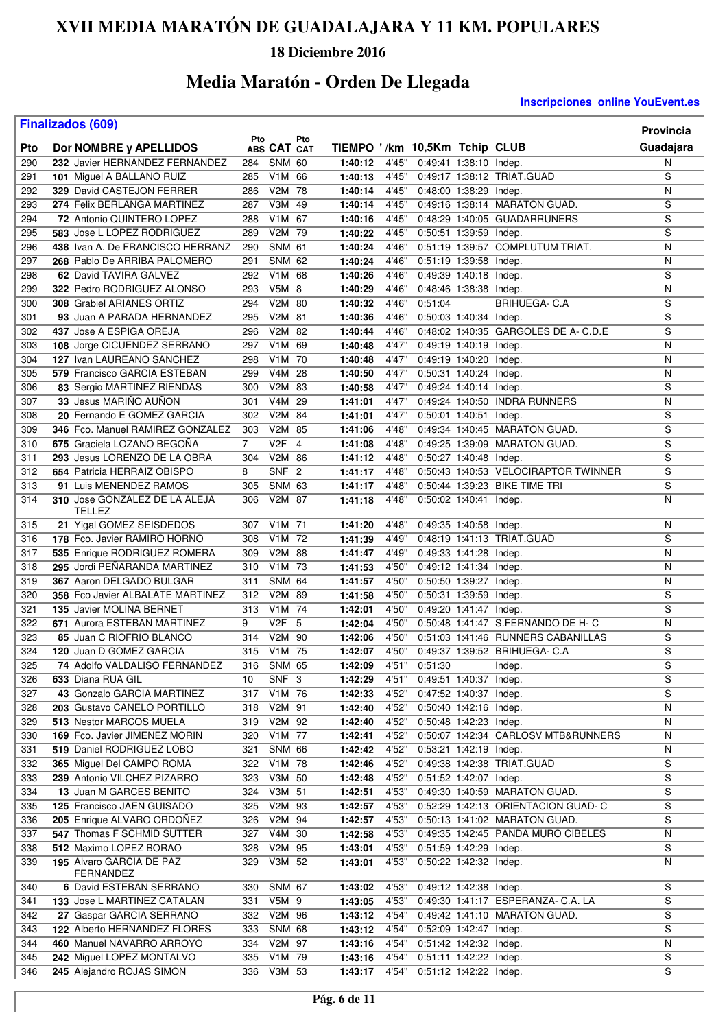# XVII MEDIA MARATÓN DE GUADALAJARA Y 11 KM. POPULARES

## 18 Diciembre 2016

## Media Maratón - Orden De Llegada

**Inscripciones online YouEvent.es**

**Finalizados (609)**

| Pto | Dor | NOMBRE y APELLIDOS | Pto ABS | CAT | Pto CAT | TIEMPO | '/km | 10,5Km | Tchip | CLUB | Provincia Guadajara |
|---|---|---|---|---|---|---|---|---|---|---|---|
| 290 | 232 | Javier HERNANDEZ FERNANDEZ | 284 | SNM | 60 | 1:40:12 | 4'45" | 0:49:41 | 1:38:10 | Indep. | N |
| 291 | 101 | Miguel A BALLANO RUIZ | 285 | V1M | 66 | 1:40:13 | 4'45" | 0:49:17 | 1:38:12 | TRIAT.GUAD | S |
| 292 | 329 | David CASTEJON FERRER | 286 | V2M | 78 | 1:40:14 | 4'45" | 0:48:00 | 1:38:29 | Indep. | N |
| 293 | 274 | Felix BERLANGA MARTINEZ | 287 | V3M | 49 | 1:40:14 | 4'45" | 0:49:16 | 1:38:14 | MARATON GUAD. | S |
| 294 | 72 | Antonio QUINTERO LOPEZ | 288 | V1M | 67 | 1:40:16 | 4'45" | 0:48:29 | 1:40:05 | GUADARRUNERS | S |
| 295 | 583 | Jose L LOPEZ RODRIGUEZ | 289 | V2M | 79 | 1:40:22 | 4'45" | 0:50:51 | 1:39:59 | Indep. | S |
| 296 | 438 | Ivan A. De FRANCISCO HERRANZ | 290 | SNM | 61 | 1:40:24 | 4'46" | 0:51:19 | 1:39:57 | COMPLUTUM TRIAT. | N |
| 297 | 268 | Pablo De ARRIBA PALOMERO | 291 | SNM | 62 | 1:40:24 | 4'46" | 0:51:19 | 1:39:58 | Indep. | N |
| 298 | 62 | David TAVIRA GALVEZ | 292 | V1M | 68 | 1:40:26 | 4'46" | 0:49:39 | 1:40:18 | Indep. | S |
| 299 | 322 | Pedro RODRIGUEZ ALONSO | 293 | V5M | 8 | 1:40:29 | 4'46" | 0:48:46 | 1:38:38 | Indep. | N |
| 300 | 308 | Grabiel ARIANES ORTIZ | 294 | V2M | 80 | 1:40:32 | 4'46" | 0:51:04 | | BRIHUEGA- C.A | S |
| 301 | 93 | Juan A PARADA HERNANDEZ | 295 | V2M | 81 | 1:40:36 | 4'46" | 0:50:03 | 1:40:34 | Indep. | S |
| 302 | 437 | Jose A ESPIGA OREJA | 296 | V2M | 82 | 1:40:44 | 4'46" | 0:48:02 | 1:40:35 | GARGOLES DE A- C.D.E | S |
| 303 | 108 | Jorge CICUENDEZ SERRANO | 297 | V1M | 69 | 1:40:48 | 4'47" | 0:49:19 | 1:40:19 | Indep. | N |
| 304 | 127 | Ivan LAUREANO SANCHEZ | 298 | V1M | 70 | 1:40:48 | 4'47" | 0:49:19 | 1:40:20 | Indep. | N |
| 305 | 579 | Francisco GARCIA ESTEBAN | 299 | V4M | 28 | 1:40:50 | 4'47" | 0:50:31 | 1:40:24 | Indep. | N |
| 306 | 83 | Sergio MARTINEZ RIENDAS | 300 | V2M | 83 | 1:40:58 | 4'47" | 0:49:24 | 1:40:14 | Indep. | S |
| 307 | 33 | Jesus MARIÑO AUÑON | 301 | V4M | 29 | 1:41:01 | 4'47" | 0:49:24 | 1:40:50 | INDRA RUNNERS | N |
| 308 | 20 | Fernando E GOMEZ GARCIA | 302 | V2M | 84 | 1:41:01 | 4'47" | 0:50:01 | 1:40:51 | Indep. | S |
| 309 | 346 | Fco. Manuel RAMIREZ GONZALEZ | 303 | V2M | 85 | 1:41:06 | 4'48" | 0:49:34 | 1:40:45 | MARATON GUAD. | S |
| 310 | 675 | Graciela LOZANO BEGOÑA | 7 | V2F | 4 | 1:41:08 | 4'48" | 0:49:25 | 1:39:09 | MARATON GUAD. | S |
| 311 | 293 | Jesus LORENZO DE LA OBRA | 304 | V2M | 86 | 1:41:12 | 4'48" | 0:50:27 | 1:40:48 | Indep. | S |
| 312 | 654 | Patricia HERRAIZ OBISPO | 8 | SNF | 2 | 1:41:17 | 4'48" | 0:50:43 | 1:40:53 | VELOCIRAPTOR TWINNER | S |
| 313 | 91 | Luis MENENDEZ RAMOS | 305 | SNM | 63 | 1:41:17 | 4'48" | 0:50:44 | 1:39:23 | BIKE TIME TRI | S |
| 314 | 310 | Jose GONZALEZ DE LA ALEJA TELLEZ | 306 | V2M | 87 | 1:41:18 | 4'48" | 0:50:02 | 1:40:41 | Indep. | N |
| 315 | 21 | Yigal GOMEZ SEISDEDOS | 307 | V1M | 71 | 1:41:20 | 4'48" | 0:49:35 | 1:40:58 | Indep. | N |
| 316 | 178 | Fco. Javier RAMIRO HORNO | 308 | V1M | 72 | 1:41:39 | 4'49" | 0:48:19 | 1:41:13 | TRIAT.GUAD | S |
| 317 | 535 | Enrique RODRIGUEZ ROMERA | 309 | V2M | 88 | 1:41:47 | 4'49" | 0:49:33 | 1:41:28 | Indep. | N |
| 318 | 295 | Jordi PEÑARANDA MARTINEZ | 310 | V1M | 73 | 1:41:53 | 4'50" | 0:49:12 | 1:41:34 | Indep. | N |
| 319 | 367 | Aaron DELGADO BULGAR | 311 | SNM | 64 | 1:41:57 | 4'50" | 0:50:50 | 1:39:27 | Indep. | N |
| 320 | 358 | Fco Javier ALBALATE MARTINEZ | 312 | V2M | 89 | 1:41:58 | 4'50" | 0:50:31 | 1:39:59 | Indep. | S |
| 321 | 135 | Javier MOLINA BERNET | 313 | V1M | 74 | 1:42:01 | 4'50" | 0:49:20 | 1:41:47 | Indep. | S |
| 322 | 671 | Aurora ESTEBAN MARTINEZ | 9 | V2F | 5 | 1:42:04 | 4'50" | 0:50:48 | 1:41:47 | S.FERNANDO DE H- C | N |
| 323 | 85 | Juan C RIOFRIO BLANCO | 314 | V2M | 90 | 1:42:06 | 4'50" | 0:51:03 | 1:41:46 | RUNNERS CABANILLAS | S |
| 324 | 120 | Juan D GOMEZ GARCIA | 315 | V1M | 75 | 1:42:07 | 4'50" | 0:49:37 | 1:39:52 | BRIHUEGA- C.A | S |
| 325 | 74 | Adolfo VALDALISO FERNANDEZ | 316 | SNM | 65 | 1:42:09 | 4'51" | 0:51:30 | | Indep. | S |
| 326 | 633 | Diana RUA GIL | 10 | SNF | 3 | 1:42:29 | 4'51" | 0:49:51 | 1:40:37 | Indep. | S |
| 327 | 43 | Gonzalo GARCIA MARTINEZ | 317 | V1M | 76 | 1:42:33 | 4'52" | 0:47:52 | 1:40:37 | Indep. | S |
| 328 | 203 | Gustavo CANELO PORTILLO | 318 | V2M | 91 | 1:42:40 | 4'52" | 0:50:40 | 1:42:16 | Indep. | N |
| 329 | 513 | Nestor MARCOS MUELA | 319 | V2M | 92 | 1:42:40 | 4'52" | 0:50:48 | 1:42:23 | Indep. | N |
| 330 | 169 | Fco. Javier JIMENEZ MORIN | 320 | V1M | 77 | 1:42:41 | 4'52" | 0:50:07 | 1:42:34 | CARLOSV MTB&RUNNERS | N |
| 331 | 519 | Daniel RODRIGUEZ LOBO | 321 | SNM | 66 | 1:42:42 | 4'52" | 0:53:21 | 1:42:19 | Indep. | N |
| 332 | 365 | Miguel Del CAMPO ROMA | 322 | V1M | 78 | 1:42:46 | 4'52" | 0:49:38 | 1:42:38 | TRIAT.GUAD | S |
| 333 | 239 | Antonio VILCHEZ PIZARRO | 323 | V3M | 50 | 1:42:48 | 4'52" | 0:51:52 | 1:42:07 | Indep. | S |
| 334 | 13 | Juan M GARCES BENITO | 324 | V3M | 51 | 1:42:51 | 4'53" | 0:49:30 | 1:40:59 | MARATON GUAD. | S |
| 335 | 125 | Francisco JAEN GUISADO | 325 | V2M | 93 | 1:42:57 | 4'53" | 0:52:29 | 1:42:13 | ORIENTACION GUAD- C | S |
| 336 | 205 | Enrique ALVARO ORDOÑEZ | 326 | V2M | 94 | 1:42:57 | 4'53" | 0:50:13 | 1:41:02 | MARATON GUAD. | S |
| 337 | 547 | Thomas F SCHMID SUTTER | 327 | V4M | 30 | 1:42:58 | 4'53" | 0:49:35 | 1:42:45 | PANDA MURO CIBELES | N |
| 338 | 512 | Maximo LOPEZ BORAO | 328 | V2M | 95 | 1:43:01 | 4'53" | 0:51:59 | 1:42:29 | Indep. | S |
| 339 | 195 | Alvaro GARCIA DE PAZ FERNANDEZ | 329 | V3M | 52 | 1:43:01 | 4'53" | 0:50:22 | 1:42:32 | Indep. | N |
| 340 | 6 | David ESTEBAN SERRANO | 330 | SNM | 67 | 1:43:02 | 4'53" | 0:49:12 | 1:42:38 | Indep. | S |
| 341 | 133 | Jose L MARTINEZ CATALAN | 331 | V5M | 9 | 1:43:05 | 4'53" | 0:49:30 | 1:41:17 | ESPERANZA- C.A. LA | S |
| 342 | 27 | Gaspar GARCIA SERRANO | 332 | V2M | 96 | 1:43:12 | 4'54" | 0:49:42 | 1:41:10 | MARATON GUAD. | S |
| 343 | 122 | Alberto HERNANDEZ FLORES | 333 | SNM | 68 | 1:43:12 | 4'54" | 0:52:09 | 1:42:47 | Indep. | S |
| 344 | 460 | Manuel NAVARRO ARROYO | 334 | V2M | 97 | 1:43:16 | 4'54" | 0:51:42 | 1:42:32 | Indep. | N |
| 345 | 242 | Miguel LOPEZ MONTALVO | 335 | V1M | 79 | 1:43:16 | 4'54" | 0:51:11 | 1:42:22 | Indep. | S |
| 346 | 245 | Alejandro ROJAS SIMON | 336 | V3M | 53 | 1:43:17 | 4'54" | 0:51:12 | 1:42:22 | Indep. | S |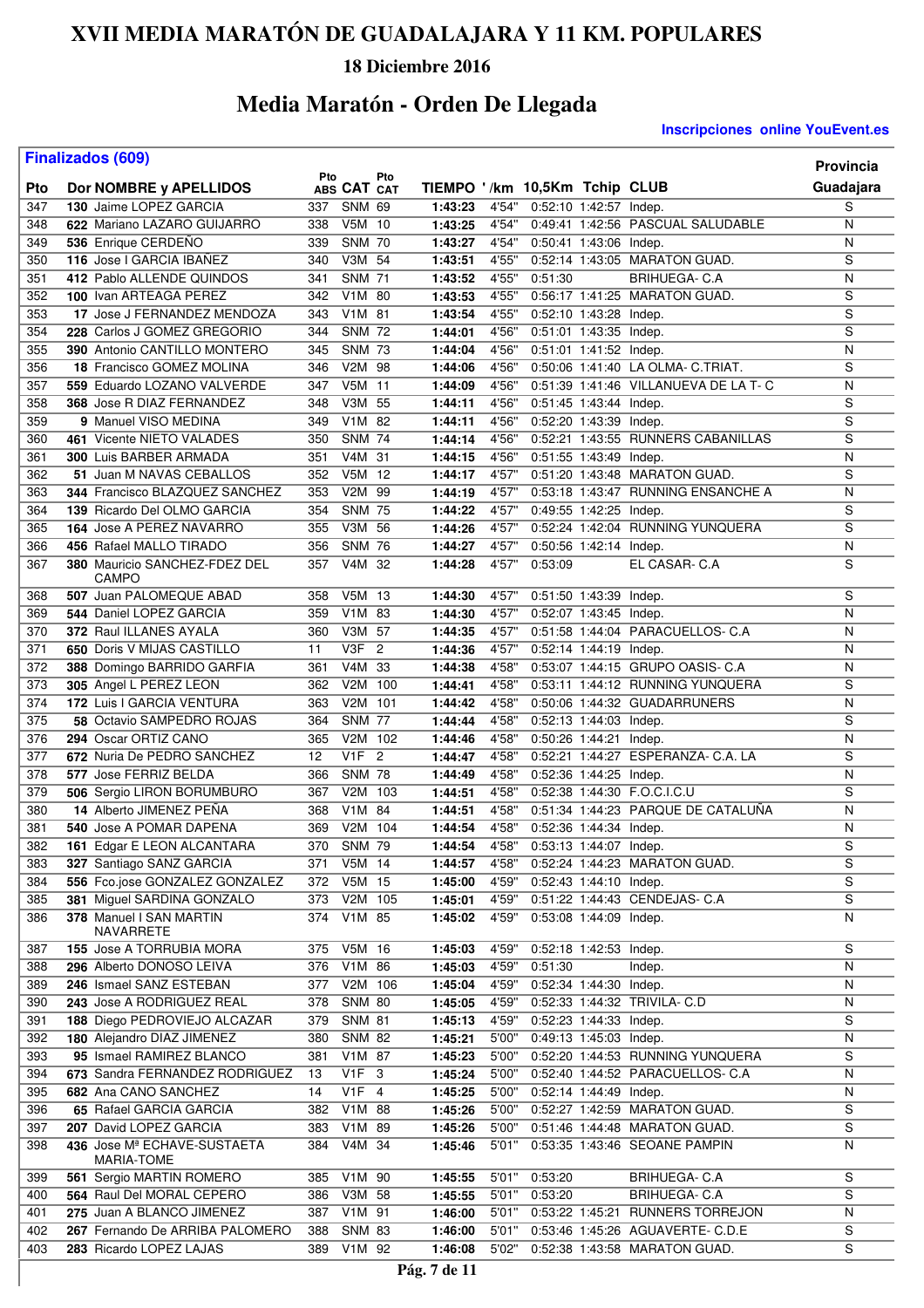# XVII MEDIA MARATÓN DE GUADALAJARA Y 11 KM. POPULARES

## 18 Diciembre 2016

## Media Maratón - Orden De Llegada

**Inscripciones online YouEvent.es**

**Finalizados (609)**

| Pto | Dor | NOMBRE y APELLIDOS | Pto ABS | CAT | Pto CAT | TIEMPO | '/km | 10,5Km | Tchip | CLUB | Provincia Guadajara |
|---|---|---|---|---|---|---|---|---|---|---|---|
| 347 | 130 | Jaime LOPEZ GARCIA | 337 | SNM | 69 | 1:43:23 | 4'54" | 0:52:10 | 1:42:57 | Indep. | S |
| 348 | 622 | Mariano LAZARO GUIJARRO | 338 | V5M | 10 | 1:43:25 | 4'54" | 0:49:41 | 1:42:56 | PASCUAL SALUDABLE | N |
| 349 | 536 | Enrique CERDEÑO | 339 | SNM | 70 | 1:43:27 | 4'54" | 0:50:41 | 1:43:06 | Indep. | N |
| 350 | 116 | Jose I GARCIA IBAÑEZ | 340 | V3M | 54 | 1:43:51 | 4'55" | 0:52:14 | 1:43:05 | MARATON GUAD. | S |
| 351 | 412 | Pablo ALLENDE QUINDOS | 341 | SNM | 71 | 1:43:52 | 4'55" | 0:51:30 | | BRIHUEGA- C.A | N |
| 352 | 100 | Ivan ARTEAGA PEREZ | 342 | V1M | 80 | 1:43:53 | 4'55" | 0:56:17 | 1:41:25 | MARATON GUAD. | S |
| 353 | 17 | Jose J FERNANDEZ MENDOZA | 343 | V1M | 81 | 1:43:54 | 4'55" | 0:52:10 | 1:43:28 | Indep. | S |
| 354 | 228 | Carlos J GOMEZ GREGORIO | 344 | SNM | 72 | 1:44:01 | 4'56" | 0:51:01 | 1:43:35 | Indep. | S |
| 355 | 390 | Antonio CANTILLO MONTERO | 345 | SNM | 73 | 1:44:04 | 4'56" | 0:51:01 | 1:41:52 | Indep. | N |
| 356 | 18 | Francisco GOMEZ MOLINA | 346 | V2M | 98 | 1:44:06 | 4'56" | 0:50:06 | 1:41:40 | LA OLMA- C.TRIAT. | S |
| 357 | 559 | Eduardo LOZANO VALVERDE | 347 | V5M | 11 | 1:44:09 | 4'56" | 0:51:39 | 1:41:46 | VILLANUEVA DE LA T- C | N |
| 358 | 368 | Jose R DIAZ FERNANDEZ | 348 | V3M | 55 | 1:44:11 | 4'56" | 0:51:45 | 1:43:44 | Indep. | S |
| 359 | 9 | Manuel VISO MEDINA | 349 | V1M | 82 | 1:44:11 | 4'56" | 0:52:20 | 1:43:39 | Indep. | S |
| 360 | 461 | Vicente NIETO VALADES | 350 | SNM | 74 | 1:44:14 | 4'56" | 0:52:21 | 1:43:55 | RUNNERS CABANILLAS | S |
| 361 | 300 | Luis BARBER ARMADA | 351 | V4M | 31 | 1:44:15 | 4'56" | 0:51:55 | 1:43:49 | Indep. | N |
| 362 | 51 | Juan M NAVAS CEBALLOS | 352 | V5M | 12 | 1:44:17 | 4'57" | 0:51:20 | 1:43:48 | MARATON GUAD. | S |
| 363 | 344 | Francisco BLAZQUEZ SANCHEZ | 353 | V2M | 99 | 1:44:19 | 4'57" | 0:53:18 | 1:43:47 | RUNNING ENSANCHE A | N |
| 364 | 139 | Ricardo Del OLMO GARCIA | 354 | SNM | 75 | 1:44:22 | 4'57" | 0:49:55 | 1:42:25 | Indep. | S |
| 365 | 164 | Jose A PEREZ NAVARRO | 355 | V3M | 56 | 1:44:26 | 4'57" | 0:52:24 | 1:42:04 | RUNNING YUNQUERA | S |
| 366 | 456 | Rafael MALLO TIRADO | 356 | SNM | 76 | 1:44:27 | 4'57" | 0:50:56 | 1:42:14 | Indep. | N |
| 367 | 380 | Mauricio SANCHEZ-FDEZ DEL CAMPO | 357 | V4M | 32 | 1:44:28 | 4'57" | 0:53:09 | | EL CASAR- C.A | S |
| 368 | 507 | Juan PALOMEQUE ABAD | 358 | V5M | 13 | 1:44:30 | 4'57" | 0:51:50 | 1:43:39 | Indep. | S |
| 369 | 544 | Daniel LOPEZ GARCIA | 359 | V1M | 83 | 1:44:30 | 4'57" | 0:52:07 | 1:43:45 | Indep. | N |
| 370 | 372 | Raul ILLANES AYALA | 360 | V3M | 57 | 1:44:35 | 4'57" | 0:51:58 | 1:44:04 | PARACUELLOS- C.A | N |
| 371 | 650 | Doris V MIJAS CASTILLO | 11 | V3F | 2 | 1:44:36 | 4'57" | 0:52:14 | 1:44:19 | Indep. | N |
| 372 | 388 | Domingo BARRIDO GARFIA | 361 | V4M | 33 | 1:44:38 | 4'58" | 0:53:07 | 1:44:15 | GRUPO OASIS- C.A | N |
| 373 | 305 | Angel L PEREZ LEON | 362 | V2M | 100 | 1:44:41 | 4'58" | 0:53:11 | 1:44:12 | RUNNING YUNQUERA | S |
| 374 | 172 | Luis I GARCIA VENTURA | 363 | V2M | 101 | 1:44:42 | 4'58" | 0:50:06 | 1:44:32 | GUADARRUNERS | N |
| 375 | 58 | Octavio SAMPEDRO ROJAS | 364 | SNM | 77 | 1:44:44 | 4'58" | 0:52:13 | 1:44:03 | Indep. | S |
| 376 | 294 | Oscar ORTIZ CANO | 365 | V2M | 102 | 1:44:46 | 4'58" | 0:50:26 | 1:44:21 | Indep. | N |
| 377 | 672 | Nuria De PEDRO SANCHEZ | 12 | V1F | 2 | 1:44:47 | 4'58" | 0:52:21 | 1:44:27 | ESPERANZA- C.A. LA | S |
| 378 | 577 | Jose FERRIZ BELDA | 366 | SNM | 78 | 1:44:49 | 4'58" | 0:52:36 | 1:44:25 | Indep. | N |
| 379 | 506 | Sergio LIRON BORUMBURO | 367 | V2M | 103 | 1:44:51 | 4'58" | 0:52:38 | 1:44:30 | F.O.C.I.C.U | S |
| 380 | 14 | Alberto JIMENEZ PEÑA | 368 | V1M | 84 | 1:44:51 | 4'58" | 0:51:34 | 1:44:23 | PARQUE DE CATALUÑA | N |
| 381 | 540 | Jose A POMAR DAPENA | 369 | V2M | 104 | 1:44:54 | 4'58" | 0:52:36 | 1:44:34 | Indep. | N |
| 382 | 161 | Edgar E LEON ALCANTARA | 370 | SNM | 79 | 1:44:54 | 4'58" | 0:53:13 | 1:44:07 | Indep. | S |
| 383 | 327 | Santiago SANZ GARCIA | 371 | V5M | 14 | 1:44:57 | 4'58" | 0:52:24 | 1:44:23 | MARATON GUAD. | S |
| 384 | 556 | Fco.jose GONZALEZ GONZALEZ | 372 | V5M | 15 | 1:45:00 | 4'59" | 0:52:43 | 1:44:10 | Indep. | S |
| 385 | 381 | Miguel SARDINA GONZALO | 373 | V2M | 105 | 1:45:01 | 4'59" | 0:51:22 | 1:44:43 | CENDEJAS- C.A | S |
| 386 | 378 | Manuel I SAN MARTIN NAVARRETE | 374 | V1M | 85 | 1:45:02 | 4'59" | 0:53:08 | 1:44:09 | Indep. | N |
| 387 | 155 | Jose A TORRUBIA MORA | 375 | V5M | 16 | 1:45:03 | 4'59" | 0:52:18 | 1:42:53 | Indep. | S |
| 388 | 296 | Alberto DONOSO LEIVA | 376 | V1M | 86 | 1:45:03 | 4'59" | 0:51:30 | | Indep. | N |
| 389 | 246 | Ismael SANZ ESTEBAN | 377 | V2M | 106 | 1:45:04 | 4'59" | 0:52:34 | 1:44:30 | Indep. | N |
| 390 | 243 | Jose A RODRIGUEZ REAL | 378 | SNM | 80 | 1:45:05 | 4'59" | 0:52:33 | 1:44:32 | TRIVILA- C.D | N |
| 391 | 188 | Diego PEDROVIEJO ALCAZAR | 379 | SNM | 81 | 1:45:13 | 4'59" | 0:52:23 | 1:44:33 | Indep. | S |
| 392 | 180 | Alejandro DIAZ JIMENEZ | 380 | SNM | 82 | 1:45:21 | 5'00" | 0:49:13 | 1:45:03 | Indep. | N |
| 393 | 95 | Ismael RAMIREZ BLANCO | 381 | V1M | 87 | 1:45:23 | 5'00" | 0:52:20 | 1:44:53 | RUNNING YUNQUERA | S |
| 394 | 673 | Sandra FERNANDEZ RODRIGUEZ | 13 | V1F | 3 | 1:45:24 | 5'00" | 0:52:40 | 1:44:52 | PARACUELLOS- C.A | N |
| 395 | 682 | Ana CANO SANCHEZ | 14 | V1F | 4 | 1:45:25 | 5'00" | 0:52:14 | 1:44:49 | Indep. | N |
| 396 | 65 | Rafael GARCIA GARCIA | 382 | V1M | 88 | 1:45:26 | 5'00" | 0:52:27 | 1:42:59 | MARATON GUAD. | S |
| 397 | 207 | David LOPEZ GARCIA | 383 | V1M | 89 | 1:45:26 | 5'00" | 0:51:46 | 1:44:48 | MARATON GUAD. | S |
| 398 | 436 | Jose Mª ECHAVE-SUSTAETA MARIA-TOME | 384 | V4M | 34 | 1:45:46 | 5'01" | 0:53:35 | 1:43:46 | SEOANE PAMPIN | N |
| 399 | 561 | Sergio MARTIN ROMERO | 385 | V1M | 90 | 1:45:55 | 5'01" | 0:53:20 | | BRIHUEGA- C.A | S |
| 400 | 564 | Raul Del MORAL CEPERO | 386 | V3M | 58 | 1:45:55 | 5'01" | 0:53:20 | | BRIHUEGA- C.A | S |
| 401 | 275 | Juan A BLANCO JIMENEZ | 387 | V1M | 91 | 1:46:00 | 5'01" | 0:53:22 | 1:45:21 | RUNNERS TORREJON | N |
| 402 | 267 | Fernando De ARRIBA PALOMERO | 388 | SNM | 83 | 1:46:00 | 5'01" | 0:53:46 | 1:45:26 | AGUAVERTE- C.D.E | S |
| 403 | 283 | Ricardo LOPEZ LAJAS | 389 | V1M | 92 | 1:46:08 | 5'02" | 0:52:38 | 1:43:58 | MARATON GUAD. | S |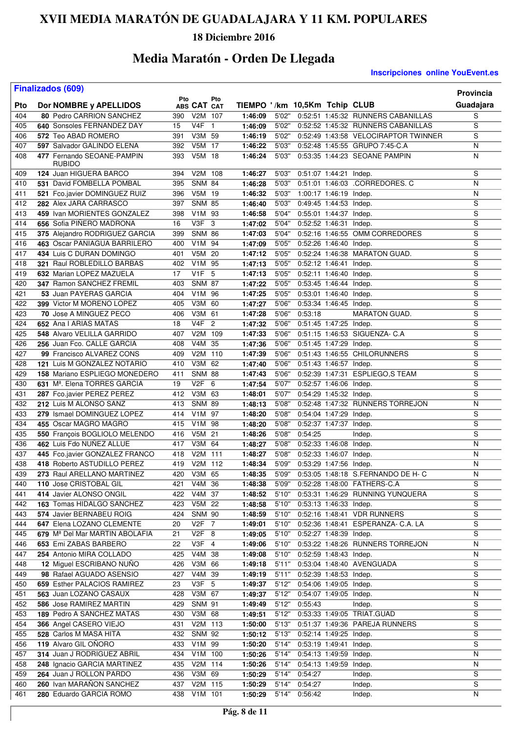# XVII MEDIA MARATÓN DE GUADALAJARA Y 11 KM. POPULARES

### 18 Diciembre 2016

## Media Maratón - Orden De Llegada

**Inscripciones online YouEvent.es**

**Finalizados (609)**

| Pto | Dor | NOMBRE y APELLIDOS | Pto ABS | CAT | Pto CAT | TIEMPO | '/km | 10,5Km | Tchip | CLUB | Provincia Guadajara |
|---|---|---|---|---|---|---|---|---|---|---|---|
| 404 | 80 | Pedro CARRION SANCHEZ | 390 | V2M | 107 | 1:46:09 | 5'02" | 0:52:51 | 1:45:32 | RUNNERS CABANILLAS | S |
| 405 | 640 | Sonsoles FERNANDEZ DAY | 15 | V4F | 1 | 1:46:09 | 5'02" | 0:52:52 | 1:45:32 | RUNNERS CABANILLAS | S |
| 406 | 572 | Teo ABAD ROMERO | 391 | V3M | 59 | 1:46:19 | 5'02" | 0:52:49 | 1:43:58 | VELOCIRAPTOR TWINNER | S |
| 407 | 597 | Salvador GALINDO ELENA | 392 | V5M | 17 | 1:46:22 | 5'03" | 0:52:48 | 1:45:55 | GRUPO 7:45-C.A | N |
| 408 | 477 | Fernando SEOANE-PAMPIN RUBIDO | 393 | V5M | 18 | 1:46:24 | 5'03" | 0:53:35 | 1:44:23 | SEOANE PAMPIN | N |
| 409 | 124 | Juan HIGUERA BARCO | 394 | V2M | 108 | 1:46:27 | 5'03" | 0:51:07 | 1:44:21 | Indep. | S |
| 410 | 531 | David FOMBELLA POMBAL | 395 | SNM | 84 | 1:46:28 | 5'03" | 0:51:01 | 1:46:03 | .CORREDORES. C | N |
| 411 | 521 | Fco.javier DOMINGUEZ RUIZ | 396 | V5M | 19 | 1:46:32 | 5'03" | 1:00:17 | 1:46:19 | Indep. | N |
| 412 | 282 | Alex JARA CARRASCO | 397 | SNM | 85 | 1:46:40 | 5'03" | 0:49:45 | 1:44:53 | Indep. | S |
| 413 | 459 | Ivan MORIENTES GONZALEZ | 398 | V1M | 93 | 1:46:58 | 5'04" | 0:55:01 | 1:44:37 | Indep. | S |
| 414 | 656 | Sofia PIÑERO MADRONA | 16 | V3F | 3 | 1:47:02 | 5'04" | 0:52:52 | 1:46:31 | Indep. | S |
| 415 | 375 | Alejandro RODRIGUEZ GARCIA | 399 | SNM | 86 | 1:47:03 | 5'04" | 0:52:16 | 1:46:55 | OMM CORREDORES | S |
| 416 | 463 | Oscar PANIAGUA BARRILERO | 400 | V1M | 94 | 1:47:09 | 5'05" | 0:52:26 | 1:46:40 | Indep. | S |
| 417 | 434 | Luis C DURAN DOMINGO | 401 | V5M | 20 | 1:47:12 | 5'05" | 0:52:24 | 1:46:38 | MARATON GUAD. | S |
| 418 | 321 | Raul ROBLEDILLO BARBAS | 402 | V1M | 95 | 1:47:13 | 5'05" | 0:52:12 | 1:46:41 | Indep. | S |
| 419 | 632 | Marian LOPEZ MAZUELA | 17 | V1F | 5 | 1:47:13 | 5'05" | 0:52:11 | 1:46:40 | Indep. | S |
| 420 | 347 | Ramon SANCHEZ FREMIL | 403 | SNM | 87 | 1:47:22 | 5'05" | 0:53:45 | 1:46:44 | Indep. | S |
| 421 | 53 | Juan PAYERAS GARCIA | 404 | V1M | 96 | 1:47:25 | 5'05" | 0:53:01 | 1:46:40 | Indep. | S |
| 422 | 399 | Victor M MORENO LOPEZ | 405 | V3M | 60 | 1:47:27 | 5'06" | 0:53:34 | 1:46:45 | Indep. | S |
| 423 | 70 | Jose A MINGUEZ PECO | 406 | V3M | 61 | 1:47:28 | 5'06" | 0:53:18 | | MARATON GUAD. | S |
| 424 | 652 | Ana I ARIAS MATAS | 18 | V4F | 2 | 1:47:32 | 5'06" | 0:51:45 | 1:47:25 | Indep. | S |
| 425 | 548 | Alvaro VELILLA GARRIDO | 407 | V2M | 109 | 1:47:33 | 5'06" | 0:51:15 | 1:46:53 | SIGUENZA- C.A | S |
| 426 | 256 | Juan Fco. CALLE GARCIA | 408 | V4M | 35 | 1:47:36 | 5'06" | 0:51:45 | 1:47:29 | Indep. | S |
| 427 | 99 | Francisco ALVAREZ CONS | 409 | V2M | 110 | 1:47:39 | 5'06" | 0:51:43 | 1:46:55 | CHILORUNNERS | S |
| 428 | 121 | Luis M GONZALEZ NOTARIO | 410 | V3M | 62 | 1:47:40 | 5'06" | 0:51:43 | 1:46:57 | Indep. | S |
| 429 | 158 | Mariano ESPLIEGO MONEDERO | 411 | SNM | 88 | 1:47:43 | 5'06" | 0:52:39 | 1:47:31 | ESPLIEGO,S TEAM | S |
| 430 | 631 | Mª. Elena TORRES GARCIA | 19 | V2F | 6 | 1:47:54 | 5'07" | 0:52:57 | 1:46:06 | Indep. | S |
| 431 | 287 | Fco.javier PEREZ PEREZ | 412 | V3M | 63 | 1:48:01 | 5'07" | 0:54:29 | 1:45:32 | Indep. | S |
| 432 | 212 | Luis M ALONSO SANZ | 413 | SNM | 89 | 1:48:13 | 5'08" | 0:52:48 | 1:47:32 | RUNNERS TORREJON | N |
| 433 | 279 | Ismael DOMINGUEZ LOPEZ | 414 | V1M | 97 | 1:48:20 | 5'08" | 0:54:04 | 1:47:29 | Indep. | S |
| 434 | 455 | Oscar MAGRO MAGRO | 415 | V1M | 98 | 1:48:20 | 5'08" | 0:52:37 | 1:47:37 | Indep. | S |
| 435 | 550 | François BOGLIOLO MELENDO | 416 | V5M | 21 | 1:48:26 | 5'08" | 0:54:25 | | Indep. | S |
| 436 | 462 | Luis Fdo NUÑEZ ALLUE | 417 | V3M | 64 | 1:48:27 | 5'08" | 0:52:33 | 1:46:08 | Indep. | N |
| 437 | 445 | Fco.javier GONZALEZ FRANCO | 418 | V2M | 111 | 1:48:27 | 5'08" | 0:52:33 | 1:46:07 | Indep. | N |
| 438 | 418 | Roberto ASTUDILLO PEREZ | 419 | V2M | 112 | 1:48:34 | 5'09" | 0:53:29 | 1:47:56 | Indep. | N |
| 439 | 273 | Raul ARELLANO MARTINEZ | 420 | V3M | 65 | 1:48:35 | 5'09" | 0:53:05 | 1:48:18 | S.FERNANDO DE H- C | N |
| 440 | 110 | Jose CRISTOBAL GIL | 421 | V4M | 36 | 1:48:38 | 5'09" | 0:52:28 | 1:48:00 | FATHERS-C.A | S |
| 441 | 414 | Javier ALONSO ONGIL | 422 | V4M | 37 | 1:48:52 | 5'10" | 0:53:31 | 1:46:29 | RUNNING YUNQUERA | S |
| 442 | 163 | Tomas HIDALGO SANCHEZ | 423 | V5M | 22 | 1:48:58 | 5'10" | 0:53:13 | 1:46:33 | Indep. | S |
| 443 | 574 | Javier BERNABEU ROIG | 424 | SNM | 90 | 1:48:59 | 5'10" | 0:52:16 | 1:48:41 | VDR RUNNERS | S |
| 444 | 647 | Elena LOZANO CLEMENTE | 20 | V2F | 7 | 1:49:01 | 5'10" | 0:52:36 | 1:48:41 | ESPERANZA- C.A. LA | S |
| 445 | 679 | Mª Del Mar MARTIN ABOLAFIA | 21 | V2F | 8 | 1:49:05 | 5'10" | 0:52:27 | 1:48:39 | Indep. | S |
| 446 | 653 | Emi ZABAS BARBERO | 22 | V3F | 4 | 1:49:06 | 5'10" | 0:53:22 | 1:48:26 | RUNNERS TORREJON | N |
| 447 | 254 | Antonio MIRA COLLADO | 425 | V4M | 38 | 1:49:08 | 5'10" | 0:52:59 | 1:48:43 | Indep. | N |
| 448 | 12 | Miguel ESCRIBANO NUÑO | 426 | V3M | 66 | 1:49:18 | 5'11" | 0:53:04 | 1:48:40 | AVENGUADA | S |
| 449 | 98 | Rafael AGUADO ASENSIO | 427 | V4M | 39 | 1:49:19 | 5'11" | 0:52:39 | 1:48:53 | Indep. | S |
| 450 | 659 | Esther PALACIOS RAMIREZ | 23 | V3F | 5 | 1:49:37 | 5'12" | 0:54:06 | 1:49:05 | Indep. | S |
| 451 | 563 | Juan LOZANO CASAUX | 428 | V3M | 67 | 1:49:37 | 5'12" | 0:54:07 | 1:49:05 | Indep. | N |
| 452 | 586 | Jose RAMIREZ MARTIN | 429 | SNM | 91 | 1:49:49 | 5'12" | 0:55:43 | | Indep. | S |
| 453 | 189 | Pedro A SANCHEZ MATAS | 430 | V3M | 68 | 1:49:51 | 5'12" | 0:53:33 | 1:49:05 | TRIAT.GUAD | S |
| 454 | 366 | Angel CASERO VIEJO | 431 | V2M | 113 | 1:50:00 | 5'13" | 0:51:37 | 1:49:36 | PAREJA RUNNERS | S |
| 455 | 528 | Carlos M MASA HITA | 432 | SNM | 92 | 1:50:12 | 5'13" | 0:52:14 | 1:49:25 | Indep. | S |
| 456 | 119 | Alvaro GIL OÑORO | 433 | V1M | 99 | 1:50:20 | 5'14" | 0:53:19 | 1:49:41 | Indep. | S |
| 457 | 314 | Juan J RODRIGUEZ ABRIL | 434 | V1M | 100 | 1:50:26 | 5'14" | 0:54:13 | 1:49:59 | Indep. | N |
| 458 | 248 | Ignacio GARCIA MARTINEZ | 435 | V2M | 114 | 1:50:26 | 5'14" | 0:54:13 | 1:49:59 | Indep. | N |
| 459 | 264 | Juan J ROLLON PARDO | 436 | V3M | 69 | 1:50:29 | 5'14" | 0:54:27 | | Indep. | S |
| 460 | 260 | Ivan MARAÑON SANCHEZ | 437 | V2M | 115 | 1:50:29 | 5'14" | 0:54:27 | | Indep. | S |
| 461 | 280 | Eduardo GARCIA ROMO | 438 | V1M | 101 | 1:50:29 | 5'14" | 0:56:42 | | Indep. | N |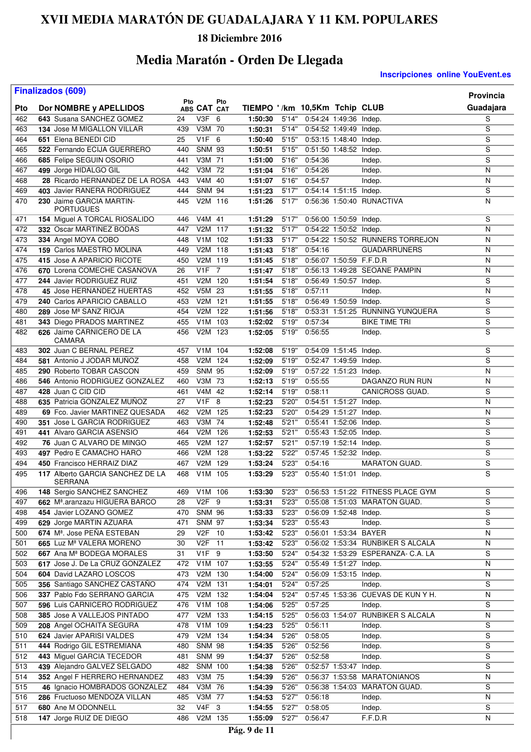# XVII MEDIA MARATÓN DE GUADALAJARA Y 11 KM. POPULARES

### 18 Diciembre 2016

## Media Maratón - Orden De Llegada

**Inscripciones online YouEvent.es**

**Finalizados (609)**

| Pto | Dor | NOMBRE y APELLIDOS | Pto ABS | CAT | Pto CAT | TIEMPO | '/km | 10,5Km | Tchip | CLUB | Provincia Guadajara |
|---|---|---|---|---|---|---|---|---|---|---|---|
| 462 | 643 | Susana SANCHEZ GOMEZ | 24 | V3F | 6 | 1:50:30 | 5'14" | 0:54:24 | 1:49:36 | Indep. | S |
| 463 | 134 | Jose M MIGALLON VILLAR | 439 | V3M | 70 | 1:50:31 | 5'14" | 0:54:52 | 1:49:49 | Indep. | S |
| 464 | 651 | Elena BENEDI CID | 25 | V1F | 6 | 1:50:40 | 5'15" | 0:53:15 | 1:48:40 | Indep. | S |
| 465 | 522 | Fernando ECIJA GUERRERO | 440 | SNM | 93 | 1:50:51 | 5'15" | 0:51:50 | 1:48:52 | Indep. | S |
| 466 | 685 | Felipe SEGUIN OSORIO | 441 | V3M | 71 | 1:51:00 | 5'16" | 0:54:36 | | Indep. | S |
| 467 | 499 | Jorge HIDALGO GIL | 442 | V3M | 72 | 1:51:04 | 5'16" | 0:54:26 | | Indep. | N |
| 468 | 28 | Ricardo HERNANDEZ DE LA ROSA | 443 | V4M | 40 | 1:51:07 | 5'16" | 0:54:57 | | Indep. | N |
| 469 | 403 | Javier RANERA RODRIGUEZ | 444 | SNM | 94 | 1:51:23 | 5'17" | 0:54:14 | 1:51:15 | Indep. | S |
| 470 | 230 | Jaime GARCIA MARTIN-PORTUGUES | 445 | V2M | 116 | 1:51:26 | 5'17" | 0:56:36 | 1:50:40 | RUNACTIVA | N |
| 471 | 154 | Miguel A TORCAL RIOSALIDO | 446 | V4M | 41 | 1:51:29 | 5'17" | 0:56:00 | 1:50:59 | Indep. | S |
| 472 | 332 | Oscar MARTINEZ BODAS | 447 | V2M | 117 | 1:51:32 | 5'17" | 0:54:22 | 1:50:52 | Indep. | N |
| 473 | 334 | Angel MOYA COBO | 448 | V1M | 102 | 1:51:33 | 5'17" | 0:54:22 | 1:50:52 | RUNNERS TORREJON | N |
| 474 | 159 | Carlos MAESTRO MOLINA | 449 | V2M | 118 | 1:51:43 | 5'18" | 0:54:16 | | GUADARRUNERS | N |
| 475 | 415 | Jose A APARICIO RICOTE | 450 | V2M | 119 | 1:51:45 | 5'18" | 0:56:07 | 1:50:59 | F.F.D.R | N |
| 476 | 670 | Lorena COMECHE CASANOVA | 26 | V1F | 7 | 1:51:47 | 5'18" | 0:56:13 | 1:49:28 | SEOANE PAMPIN | N |
| 477 | 244 | Javier RODRIGUEZ RUIZ | 451 | V2M | 120 | 1:51:54 | 5'18" | 0:56:49 | 1:50:57 | Indep. | S |
| 478 | 45 | Jose HERNANDEZ HUERTAS | 452 | V5M | 23 | 1:51:55 | 5'18" | 0:57:11 | | Indep. | N |
| 479 | 240 | Carlos APARICIO CABALLO | 453 | V2M | 121 | 1:51:55 | 5'18" | 0:56:49 | 1:50:59 | Indep. | S |
| 480 | 289 | Jose Mª SANZ RIOJA | 454 | V2M | 122 | 1:51:56 | 5'18" | 0:53:31 | 1:51:25 | RUNNING YUNQUERA | S |
| 481 | 343 | Diego PRADOS MARTINEZ | 455 | V1M | 103 | 1:52:02 | 5'19" | 0:57:34 | | BIKE TIME TRI | S |
| 482 | 626 | Jaime CARNICERO DE LA CAMARA | 456 | V2M | 123 | 1:52:05 | 5'19" | 0:56:55 | | Indep. | S |
| 483 | 302 | Juan C BERNAL PEREZ | 457 | V1M | 104 | 1:52:08 | 5'19" | 0:54:09 | 1:51:45 | Indep. | S |
| 484 | 581 | Antonio J JODAR MUÑOZ | 458 | V2M | 124 | 1:52:09 | 5'19" | 0:52:47 | 1:49:59 | Indep. | S |
| 485 | 290 | Roberto TOBAR CASCON | 459 | SNM | 95 | 1:52:09 | 5'19" | 0:57:22 | 1:51:23 | Indep. | N |
| 486 | 546 | Antonio RODRIGUEZ GONZALEZ | 460 | V3M | 73 | 1:52:13 | 5'19" | 0:55:55 | | DAGANZO RUN RUN | N |
| 487 | 428 | Juan C CID CID | 461 | V4M | 42 | 1:52:14 | 5'19" | 0:58:11 | | CANICROSS GUAD. | S |
| 488 | 635 | Patricia GONZALEZ MUÑOZ | 27 | V1F | 8 | 1:52:23 | 5'20" | 0:54:51 | 1:51:27 | Indep. | N |
| 489 | 69 | Fco. Javier MARTINEZ QUESADA | 462 | V2M | 125 | 1:52:23 | 5'20" | 0:54:29 | 1:51:27 | Indep. | N |
| 490 | 351 | Jose L GARCIA RODRIGUEZ | 463 | V3M | 74 | 1:52:48 | 5'21" | 0:55:41 | 1:52:06 | Indep. | S |
| 491 | 441 | Alvaro GARCIA ASENSIO | 464 | V2M | 126 | 1:52:53 | 5'21" | 0:55:43 | 1:52:05 | Indep. | S |
| 492 | 76 | Juan C ALVARO DE MINGO | 465 | V2M | 127 | 1:52:57 | 5'21" | 0:57:19 | 1:52:14 | Indep. | S |
| 493 | 497 | Pedro E CAMACHO HARO | 466 | V2M | 128 | 1:53:22 | 5'22" | 0:57:45 | 1:52:32 | Indep. | S |
| 494 | 450 | Francisco HERRAIZ DIAZ | 467 | V2M | 129 | 1:53:24 | 5'23" | 0:54:16 | | MARATON GUAD. | S |
| 495 | 117 | Alberto GARCIA SANCHEZ DE LA SERRANA | 468 | V1M | 105 | 1:53:29 | 5'23" | 0:55:40 | 1:51:01 | Indep. | S |
| 496 | 148 | Sergio SANCHEZ SANCHEZ | 469 | V1M | 106 | 1:53:30 | 5'23" | 0:56:53 | 1:51:22 | FITNESS PLACE GYM | S |
| 497 | 662 | Mª.aranzazu HIGUERA BARCO | 28 | V2F | 9 | 1:53:31 | 5'23" | 0:55:08 | 1:51:03 | MARATON GUAD. | S |
| 498 | 454 | Javier LOZANO GOMEZ | 470 | SNM | 96 | 1:53:33 | 5'23" | 0:56:09 | 1:52:48 | Indep. | S |
| 499 | 629 | Jorge MARTIN AZUARA | 471 | SNM | 97 | 1:53:34 | 5'23" | 0:55:43 | | Indep. | S |
| 500 | 674 | Mª. Jose PEÑA ESTEBAN | 29 | V2F | 10 | 1:53:42 | 5'23" | 0:56:01 | 1:53:34 | BAYER | N |
| 501 | 665 | Luz Mª VALERA MORENO | 30 | V2F | 11 | 1:53:42 | 5'23" | 0:56:02 | 1:53:34 | RUNBIKER S ALCALA | N |
| 502 | 667 | Ana Mª BODEGA MORALES | 31 | V1F | 9 | 1:53:50 | 5'24" | 0:54:32 | 1:53:29 | ESPERANZA- C.A. LA | S |
| 503 | 617 | Jose J. De La CRUZ GONZALEZ | 472 | V1M | 107 | 1:53:55 | 5'24" | 0:55:49 | 1:51:27 | Indep. | N |
| 504 | 604 | David LAZARO LOSCOS | 473 | V2M | 130 | 1:54:00 | 5'24" | 0:56:09 | 1:53:15 | Indep. | N |
| 505 | 356 | Santiago SANCHEZ CASTAÑO | 474 | V2M | 131 | 1:54:01 | 5'24" | 0:57:25 | | Indep. | S |
| 506 | 337 | Pablo Fdo SERRANO GARCIA | 475 | V2M | 132 | 1:54:04 | 5'24" | 0:57:45 | 1:53:36 | CUEVAS DE KUN Y H. | N |
| 507 | 596 | Luis CARNICERO RODRIGUEZ | 476 | V1M | 108 | 1:54:06 | 5'25" | 0:57:25 | | Indep. | S |
| 508 | 385 | Jose A VALLEJOS PINTADO | 477 | V2M | 133 | 1:54:15 | 5'25" | 0:56:03 | 1:54:07 | RUNBIKER S ALCALA | N |
| 509 | 208 | Angel OCHAITA SEGURA | 478 | V1M | 109 | 1:54:23 | 5'25" | 0:56:11 | | Indep. | S |
| 510 | 624 | Javier APARISI VALDES | 479 | V2M | 134 | 1:54:34 | 5'26" | 0:58:05 | | Indep. | S |
| 511 | 444 | Rodrigo GIL ESTREMIANA | 480 | SNM | 98 | 1:54:35 | 5'26" | 0:52:56 | | Indep. | S |
| 512 | 443 | Miguel GARCIA TECEDOR | 481 | SNM | 99 | 1:54:37 | 5'26" | 0:52:58 | | Indep. | S |
| 513 | 439 | Alejandro GALVEZ SELGADO | 482 | SNM | 100 | 1:54:38 | 5'26" | 0:52:57 | 1:53:47 | Indep. | S |
| 514 | 352 | Angel F HERRERO HERNANDEZ | 483 | V3M | 75 | 1:54:39 | 5'26" | 0:56:37 | 1:53:58 | MARATONIANOS | N |
| 515 | 46 | Ignacio HOMBRADOS GONZALEZ | 484 | V3M | 76 | 1:54:39 | 5'26" | 0:56:38 | 1:54:03 | MARATON GUAD. | S |
| 516 | 286 | Fructuoso MENDOZA VILLAN | 485 | V3M | 77 | 1:54:53 | 5'27" | 0:56:18 | | Indep. | N |
| 517 | 680 | Ane M ODONNELL | 32 | V4F | 3 | 1:54:55 | 5'27" | 0:58:05 | | Indep. | S |
| 518 | 147 | Jorge RUIZ DE DIEGO | 486 | V2M | 135 | 1:55:09 | 5'27" | 0:56:47 | | F.F.D.R | N |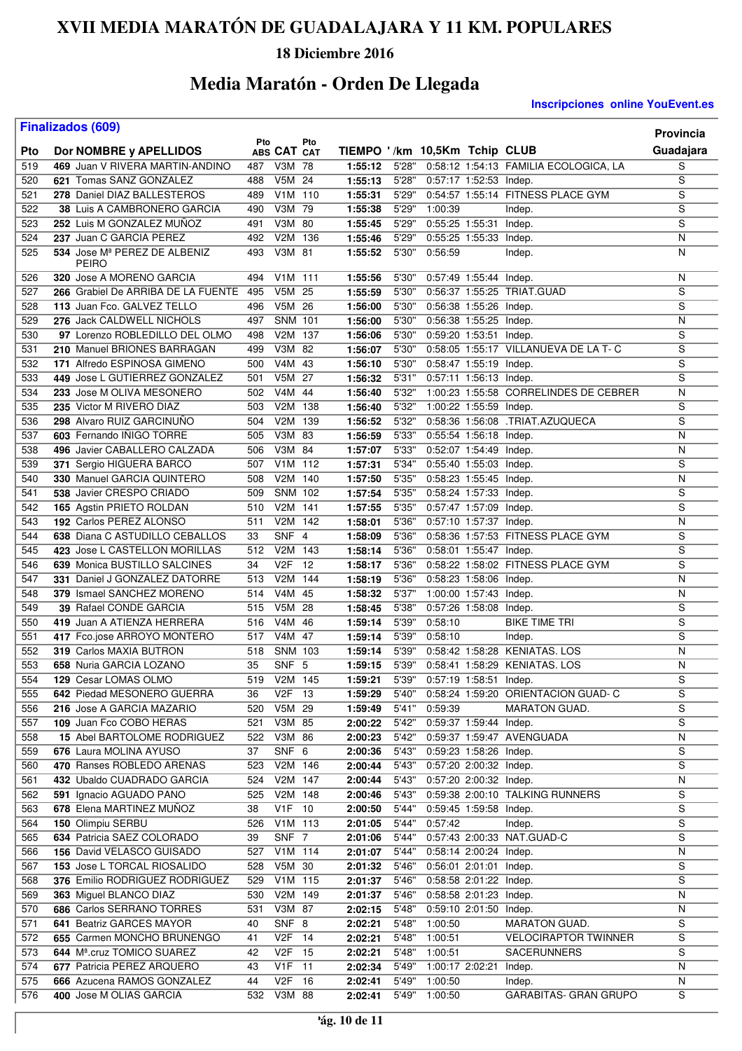# XVII MEDIA MARATÓN DE GUADALAJARA Y 11 KM. POPULARES

## 18 Diciembre 2016

## Media Maratón - Orden De Llegada

**Inscripciones online YouEvent.es**

**Finalizados (609)**

| Pto | Dor | NOMBRE y APELLIDOS | Pto ABS | CAT | Pto CAT | TIEMPO | '/km | 10,5Km | Tchip | CLUB | Provincia Guadajara |
|---|---|---|---|---|---|---|---|---|---|---|---|
| 519 | 469 | Juan V RIVERA MARTIN-ANDINO | 487 | V3M | 78 | **1:55:12** | 5'28" | 0:58:12 | 1:54:13 | FAMILIA ECOLOGICA, LA | S |
| 520 | 621 | Tomas SANZ GONZALEZ | 488 | V5M | 24 | **1:55:13** | 5'28" | 0:57:17 | 1:52:53 | Indep. | S |
| 521 | 278 | Daniel DIAZ BALLESTEROS | 489 | V1M | 110 | **1:55:31** | 5'29" | 0:54:57 | 1:55:14 | FITNESS PLACE GYM | S |
| 522 | 38 | Luis A CAMBRONERO GARCIA | 490 | V3M | 79 | **1:55:38** | 5'29" | 1:00:39 | | Indep. | S |
| 523 | 252 | Luis M GONZALEZ MUÑOZ | 491 | V3M | 80 | **1:55:45** | 5'29" | 0:55:25 | 1:55:31 | Indep. | S |
| 524 | 237 | Juan C GARCIA PEREZ | 492 | V2M | 136 | **1:55:46** | 5'29" | 0:55:25 | 1:55:33 | Indep. | N |
| 525 | 534 | Jose Mª PEREZ DE ALBENIZ PEIRO | 493 | V3M | 81 | **1:55:52** | 5'30" | 0:56:59 | | Indep. | N |
| 526 | 320 | Jose A MORENO GARCIA | 494 | V1M | 111 | **1:55:56** | 5'30" | 0:57:49 | 1:55:44 | Indep. | N |
| 527 | 266 | Grabiel De ARRIBA DE LA FUENTE | 495 | V5M | 25 | **1:55:59** | 5'30" | 0:56:37 | 1:55:25 | TRIAT.GUAD | S |
| 528 | 113 | Juan Fco. GALVEZ TELLO | 496 | V5M | 26 | **1:56:00** | 5'30" | 0:56:38 | 1:55:26 | Indep. | S |
| 529 | 276 | Jack CALDWELL NICHOLS | 497 | SNM | 101 | **1:56:00** | 5'30" | 0:56:38 | 1:55:25 | Indep. | N |
| 530 | 97 | Lorenzo ROBLEDILLO DEL OLMO | 498 | V2M | 137 | **1:56:06** | 5'30" | 0:59:20 | 1:53:51 | Indep. | S |
| 531 | 210 | Manuel BRIONES BARRAGAN | 499 | V3M | 82 | **1:56:07** | 5'30" | 0:58:05 | 1:55:17 | VILLANUEVA DE LA T- C | S |
| 532 | 171 | Alfredo ESPINOSA GIMENO | 500 | V4M | 43 | **1:56:10** | 5'30" | 0:58:47 | 1:55:19 | Indep. | S |
| 533 | 449 | Jose L GUTIERREZ GONZALEZ | 501 | V5M | 27 | **1:56:32** | 5'31" | 0:57:11 | 1:56:13 | Indep. | S |
| 534 | 233 | Jose M OLIVA MESONERO | 502 | V4M | 44 | **1:56:40** | 5'32" | 1:00:23 | 1:55:58 | CORRELINDES DE CEBRER | N |
| 535 | 235 | Victor M RIVERO DIAZ | 503 | V2M | 138 | **1:56:40** | 5'32" | 1:00:22 | 1:55:59 | Indep. | S |
| 536 | 298 | Alvaro RUIZ GARCINUÑO | 504 | V2M | 139 | **1:56:52** | 5'32" | 0:58:36 | 1:56:08 | .TRIAT.AZUQUECA | S |
| 537 | 603 | Fernando IÑIGO TORRE | 505 | V3M | 83 | **1:56:59** | 5'33" | 0:55:54 | 1:56:18 | Indep. | N |
| 538 | 496 | Javier CABALLERO CALZADA | 506 | V3M | 84 | **1:57:07** | 5'33" | 0:52:07 | 1:54:49 | Indep. | N |
| 539 | 371 | Sergio HIGUERA BARCO | 507 | V1M | 112 | **1:57:31** | 5'34" | 0:55:40 | 1:55:03 | Indep. | S |
| 540 | 330 | Manuel GARCIA QUINTERO | 508 | V2M | 140 | **1:57:50** | 5'35" | 0:58:23 | 1:55:45 | Indep. | N |
| 541 | 538 | Javier CRESPO CRIADO | 509 | SNM | 102 | **1:57:54** | 5'35" | 0:58:24 | 1:57:33 | Indep. | S |
| 542 | 165 | Agstin PRIETO ROLDAN | 510 | V2M | 141 | **1:57:55** | 5'35" | 0:57:47 | 1:57:09 | Indep. | S |
| 543 | 192 | Carlos PEREZ ALONSO | 511 | V2M | 142 | **1:58:01** | 5'36" | 0:57:10 | 1:57:37 | Indep. | N |
| 544 | 638 | Diana C ASTUDILLO CEBALLOS | 33 | SNF | 4 | **1:58:09** | 5'36" | 0:58:36 | 1:57:53 | FITNESS PLACE GYM | S |
| 545 | 423 | Jose L CASTELLON MORILLAS | 512 | V2M | 143 | **1:58:14** | 5'36" | 0:58:01 | 1:55:47 | Indep. | S |
| 546 | 639 | Monica BUSTILLO SALCINES | 34 | V2F | 12 | **1:58:17** | 5'36" | 0:58:22 | 1:58:02 | FITNESS PLACE GYM | S |
| 547 | 331 | Daniel J GONZALEZ DATORRE | 513 | V2M | 144 | **1:58:19** | 5'36" | 0:58:23 | 1:58:06 | Indep. | N |
| 548 | 379 | Ismael SANCHEZ MORENO | 514 | V4M | 45 | **1:58:32** | 5'37" | 1:00:00 | 1:57:43 | Indep. | N |
| 549 | 39 | Rafael CONDE GARCIA | 515 | V5M | 28 | **1:58:45** | 5'38" | 0:57:26 | 1:58:08 | Indep. | S |
| 550 | 419 | Juan A ATIENZA HERRERA | 516 | V4M | 46 | **1:59:14** | 5'39" | 0:58:10 | | BIKE TIME TRI | S |
| 551 | 417 | Fco.jose ARROYO MONTERO | 517 | V4M | 47 | **1:59:14** | 5'39" | 0:58:10 | | Indep. | S |
| 552 | 319 | Carlos MAXIA BUTRON | 518 | SNM | 103 | **1:59:14** | 5'39" | 0:58:42 | 1:58:28 | KENIATAS. LOS | N |
| 553 | 658 | Nuria GARCIA LOZANO | 35 | SNF | 5 | **1:59:15** | 5'39" | 0:58:41 | 1:58:29 | KENIATAS. LOS | N |
| 554 | 129 | Cesar LOMAS OLMO | 519 | V2M | 145 | **1:59:21** | 5'39" | 0:57:19 | 1:58:51 | Indep. | S |
| 555 | 642 | Piedad MESONERO GUERRA | 36 | V2F | 13 | **1:59:29** | 5'40" | 0:58:24 | 1:59:20 | ORIENTACION GUAD- C | S |
| 556 | 216 | Jose A GARCIA MAZARIO | 520 | V5M | 29 | **1:59:49** | 5'41" | 0:59:39 | | MARATON GUAD. | S |
| 557 | 109 | Juan Fco COBO HERAS | 521 | V3M | 85 | **2:00:22** | 5'42" | 0:59:37 | 1:59:44 | Indep. | S |
| 558 | 15 | Abel BARTOLOME RODRIGUEZ | 522 | V3M | 86 | **2:00:23** | 5'42" | 0:59:37 | 1:59:47 | AVENGUADA | N |
| 559 | 676 | Laura MOLINA AYUSO | 37 | SNF | 6 | **2:00:36** | 5'43" | 0:59:23 | 1:58:26 | Indep. | S |
| 560 | 470 | Ranses ROBLEDO ARENAS | 523 | V2M | 146 | **2:00:44** | 5'43" | 0:57:20 | 2:00:32 | Indep. | S |
| 561 | 432 | Ubaldo CUADRADO GARCIA | 524 | V2M | 147 | **2:00:44** | 5'43" | 0:57:20 | 2:00:32 | Indep. | N |
| 562 | 591 | Ignacio AGUADO PANO | 525 | V2M | 148 | **2:00:46** | 5'43" | 0:59:38 | 2:00:10 | TALKING RUNNERS | S |
| 563 | 678 | Elena MARTINEZ MUÑOZ | 38 | V1F | 10 | **2:00:50** | 5'44" | 0:59:45 | 1:59:58 | Indep. | S |
| 564 | 150 | Olimpiu SERBU | 526 | V1M | 113 | **2:01:05** | 5'44" | 0:57:42 | | Indep. | S |
| 565 | 634 | Patricia SAEZ COLORADO | 39 | SNF | 7 | **2:01:06** | 5'44" | 0:57:43 | 2:00:33 | NAT.GUAD-C | S |
| 566 | 156 | David VELASCO GUISADO | 527 | V1M | 114 | **2:01:07** | 5'44" | 0:58:14 | 2:00:24 | Indep. | N |
| 567 | 153 | Jose L TORCAL RIOSALIDO | 528 | V5M | 30 | **2:01:32** | 5'46" | 0:56:01 | 2:01:01 | Indep. | S |
| 568 | 376 | Emilio RODRIGUEZ RODRIGUEZ | 529 | V1M | 115 | **2:01:37** | 5'46" | 0:58:58 | 2:01:22 | Indep. | S |
| 569 | 363 | Miguel BLANCO DIAZ | 530 | V2M | 149 | **2:01:37** | 5'46" | 0:58:58 | 2:01:23 | Indep. | N |
| 570 | 686 | Carlos SERRANO TORRES | 531 | V3M | 87 | **2:02:15** | 5'48" | 0:59:10 | 2:01:50 | Indep. | N |
| 571 | 641 | Beatriz GARCES MAYOR | 40 | SNF | 8 | **2:02:21** | 5'48" | 1:00:50 | | MARATON GUAD. | S |
| 572 | 655 | Carmen MONCHO BRUNENGO | 41 | V2F | 14 | **2:02:21** | 5'48" | 1:00:51 | | VELOCIRAPTOR TWINNER | S |
| 573 | 644 | Mª.cruz TOMICO SUAREZ | 42 | V2F | 15 | **2:02:21** | 5'48" | 1:00:51 | | SACERUNNERS | S |
| 574 | 677 | Patricia PEREZ ARQUERO | 43 | V1F | 11 | **2:02:34** | 5'49" | 1:00:17 | 2:02:21 | Indep. | N |
| 575 | 666 | Azucena RAMOS GONZALEZ | 44 | V2F | 16 | **2:02:41** | 5'49" | 1:00:50 | | Indep. | N |
| 576 | 400 | Jose M OLIAS GARCIA | 532 | V3M | 88 | **2:02:41** | 5'49" | 1:00:50 | | GARABITAS- GRAN GRUPO | S |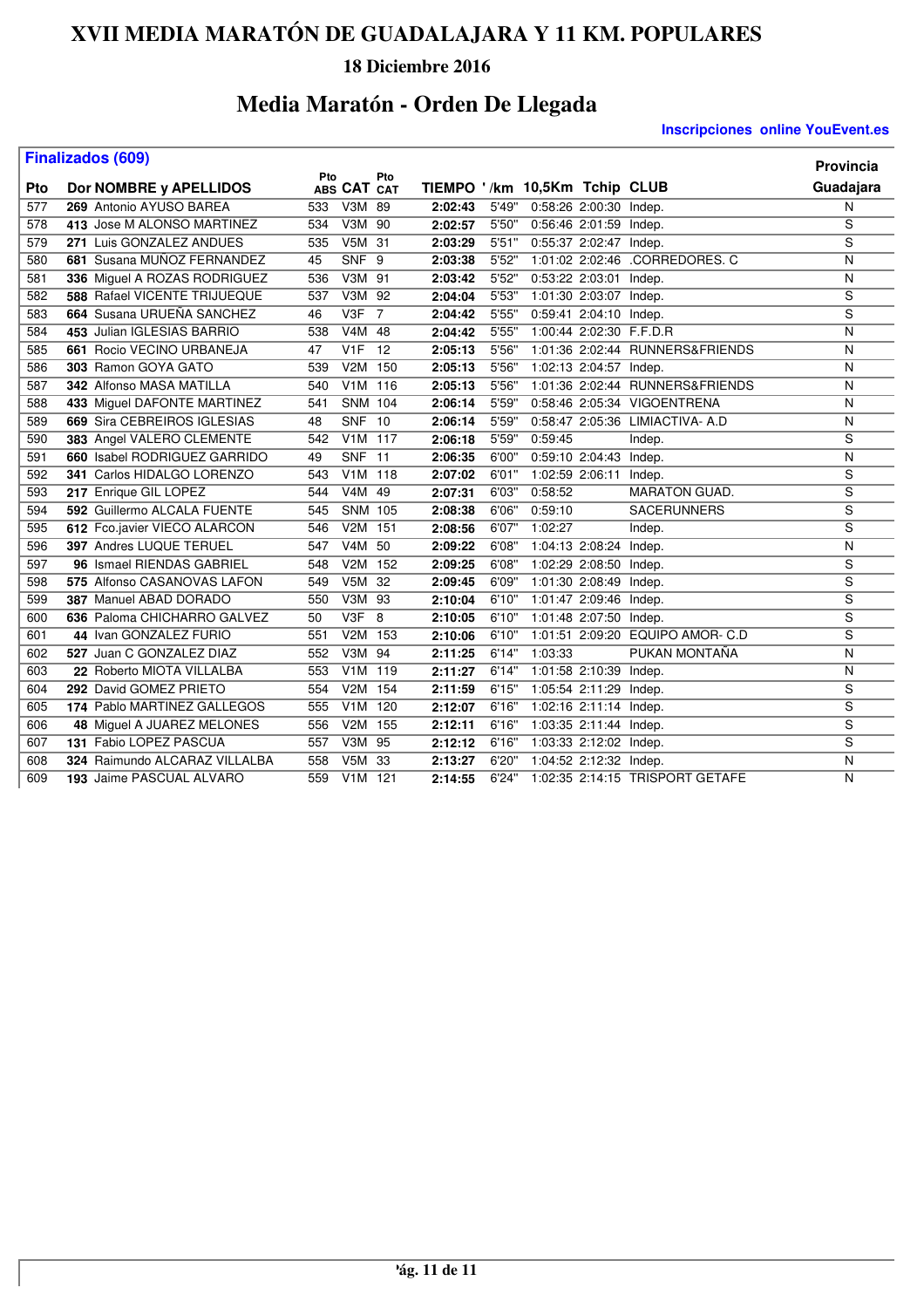# XVII MEDIA MARATÓN DE GUADALAJARA Y 11 KM. POPULARES

## 18 Diciembre 2016

## Media Maratón - Orden De Llegada

**Inscripciones online YouEvent.es**

**Finalizados (609)**

| Pto | Dor | NOMBRE y APELLIDOS | Pto ABS | CAT | Pto CAT | TIEMPO | '/km | 10,5Km | Tchip | CLUB | Provincia Guadajara |
|---|---|---|---|---|---|---|---|---|---|---|---|
| 577 | 269 | Antonio AYUSO BAREA | 533 | V3M | 89 | 2:02:43 | 5'49" | 0:58:26 | 2:00:30 | Indep. | N |
| 578 | 413 | Jose M ALONSO MARTINEZ | 534 | V3M | 90 | 2:02:57 | 5'50" | 0:56:46 | 2:01:59 | Indep. | S |
| 579 | 271 | Luis GONZALEZ ANDUES | 535 | V5M | 31 | 2:03:29 | 5'51" | 0:55:37 | 2:02:47 | Indep. | S |
| 580 | 681 | Susana MUÑOZ FERNANDEZ | 45 | SNF | 9 | 2:03:38 | 5'52" | 1:01:02 | 2:02:46 | .CORREDORES. C | N |
| 581 | 336 | Miguel A ROZAS RODRIGUEZ | 536 | V3M | 91 | 2:03:42 | 5'52" | 0:53:22 | 2:03:01 | Indep. | N |
| 582 | 588 | Rafael VICENTE TRIJUEQUE | 537 | V3M | 92 | 2:04:04 | 5'53" | 1:01:30 | 2:03:07 | Indep. | S |
| 583 | 664 | Susana URUEÑA SANCHEZ | 46 | V3F | 7 | 2:04:42 | 5'55" | 0:59:41 | 2:04:10 | Indep. | S |
| 584 | 453 | Julian IGLESIAS BARRIO | 538 | V4M | 48 | 2:04:42 | 5'55" | 1:00:44 | 2:02:30 | F.F.D.R | N |
| 585 | 661 | Rocio VECINO URBANEJA | 47 | V1F | 12 | 2:05:13 | 5'56" | 1:01:36 | 2:02:44 | RUNNERS&FRIENDS | N |
| 586 | 303 | Ramon GOYA GATO | 539 | V2M | 150 | 2:05:13 | 5'56" | 1:02:13 | 2:04:57 | Indep. | N |
| 587 | 342 | Alfonso MASA MATILLA | 540 | V1M | 116 | 2:05:13 | 5'56" | 1:01:36 | 2:02:44 | RUNNERS&FRIENDS | N |
| 588 | 433 | Miguel DAFONTE MARTINEZ | 541 | SNM | 104 | 2:06:14 | 5'59" | 0:58:46 | 2:05:34 | VIGOENTRENA | N |
| 589 | 669 | Sira CEBREIROS IGLESIAS | 48 | SNF | 10 | 2:06:14 | 5'59" | 0:58:47 | 2:05:36 | LIMIACTIVA- A.D | N |
| 590 | 383 | Angel VALERO CLEMENTE | 542 | V1M | 117 | 2:06:18 | 5'59" | 0:59:45 | | Indep. | S |
| 591 | 660 | Isabel RODRIGUEZ GARRIDO | 49 | SNF | 11 | 2:06:35 | 6'00" | 0:59:10 | 2:04:43 | Indep. | N |
| 592 | 341 | Carlos HIDALGO LORENZO | 543 | V1M | 118 | 2:07:02 | 6'01" | 1:02:59 | 2:06:11 | Indep. | S |
| 593 | 217 | Enrique GIL LOPEZ | 544 | V4M | 49 | 2:07:31 | 6'03" | 0:58:52 | | MARATON GUAD. | S |
| 594 | 592 | Guillermo ALCALA FUENTE | 545 | SNM | 105 | 2:08:38 | 6'06" | 0:59:10 | | SACERUNNERS | S |
| 595 | 612 | Fco.javier VIECO ALARCON | 546 | V2M | 151 | 2:08:56 | 6'07" | 1:02:27 | | Indep. | S |
| 596 | 397 | Andres LUQUE TERUEL | 547 | V4M | 50 | 2:09:22 | 6'08" | 1:04:13 | 2:08:24 | Indep. | N |
| 597 | 96 | Ismael RIENDAS GABRIEL | 548 | V2M | 152 | 2:09:25 | 6'08" | 1:02:29 | 2:08:50 | Indep. | S |
| 598 | 575 | Alfonso CASANOVAS LAFON | 549 | V5M | 32 | 2:09:45 | 6'09" | 1:01:30 | 2:08:49 | Indep. | S |
| 599 | 387 | Manuel ABAD DORADO | 550 | V3M | 93 | 2:10:04 | 6'10" | 1:01:47 | 2:09:46 | Indep. | S |
| 600 | 636 | Paloma CHICHARRO GALVEZ | 50 | V3F | 8 | 2:10:05 | 6'10" | 1:01:48 | 2:07:50 | Indep. | S |
| 601 | 44 | Ivan GONZALEZ FURIO | 551 | V2M | 153 | 2:10:06 | 6'10" | 1:01:51 | 2:09:20 | EQUIPO AMOR- C.D | S |
| 602 | 527 | Juan C GONZALEZ DIAZ | 552 | V3M | 94 | 2:11:25 | 6'14" | 1:03:33 | | PUKAN MONTAÑA | N |
| 603 | 22 | Roberto MIOTA VILLALBA | 553 | V1M | 119 | 2:11:27 | 6'14" | 1:01:58 | 2:10:39 | Indep. | N |
| 604 | 292 | David GOMEZ PRIETO | 554 | V2M | 154 | 2:11:59 | 6'15" | 1:05:54 | 2:11:29 | Indep. | S |
| 605 | 174 | Pablo MARTINEZ GALLEGOS | 555 | V1M | 120 | 2:12:07 | 6'16" | 1:02:16 | 2:11:14 | Indep. | S |
| 606 | 48 | Miguel A JUAREZ MELONES | 556 | V2M | 155 | 2:12:11 | 6'16" | 1:03:35 | 2:11:44 | Indep. | S |
| 607 | 131 | Fabio LOPEZ PASCUA | 557 | V3M | 95 | 2:12:12 | 6'16" | 1:03:33 | 2:12:02 | Indep. | S |
| 608 | 324 | Raimundo ALCARAZ VILLALBA | 558 | V5M | 33 | 2:13:27 | 6'20" | 1:04:52 | 2:12:32 | Indep. | N |
| 609 | 193 | Jaime PASCUAL ALVARO | 559 | V1M | 121 | 2:14:55 | 6'24" | 1:02:35 | 2:14:15 | TRISPORT GETAFE | N |